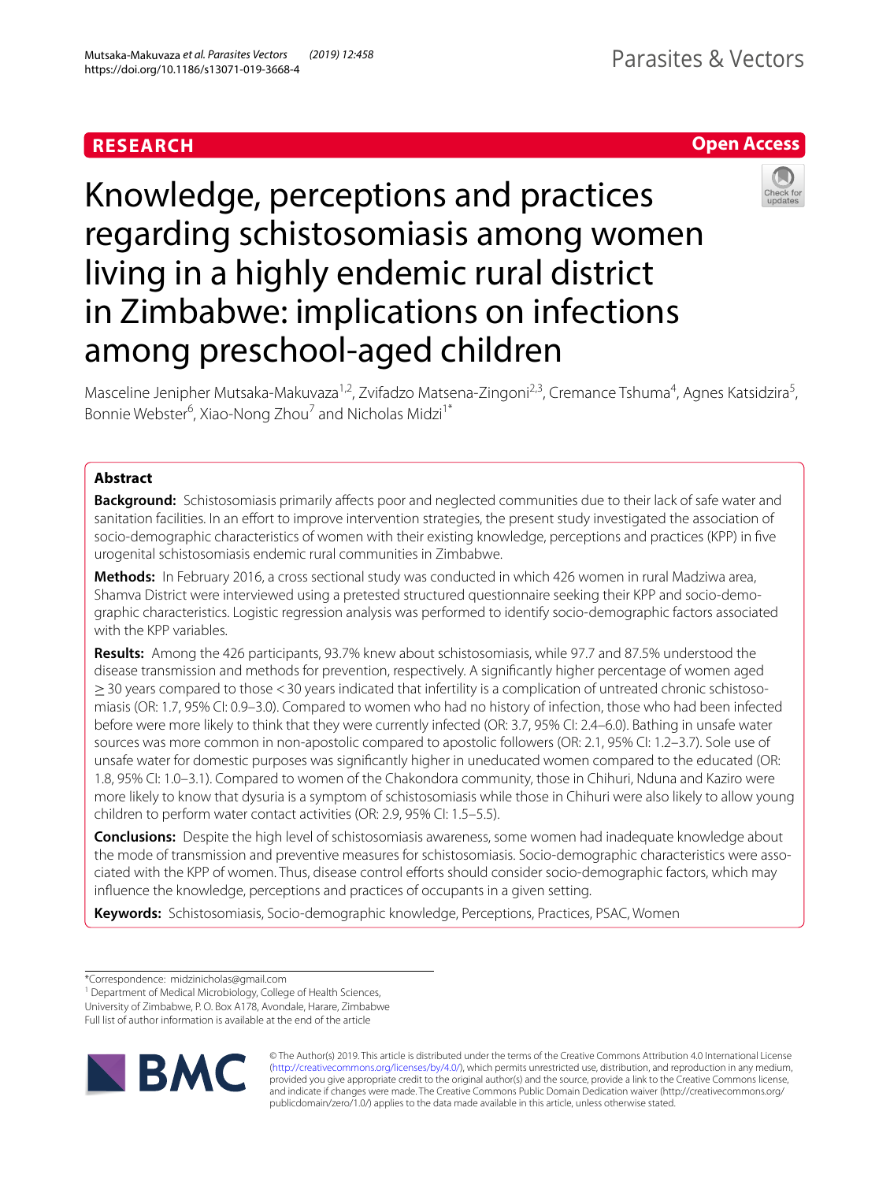**RESEARCH** **Open Access**

# Knowledge, perceptions and practices regarding schistosomiasis among women living in a highly endemic rural district in Zimbabwe: implications on infections among preschool-aged children

Masceline Jenipher Mutsaka-Makuvaza[1,2], Zvifadzo Matsena-Zingoni[2,3], Cremance Tshuma[4], Agnes Katsidzira[5], Bonnie Webster[6], Xiao-Nong Zhou[7] and Nicholas Midzi[1*]

## Abstract

**Background:** Schistosomiasis primarily affects poor and neglected communities due to their lack of safe water and sanitation facilities. In an effort to improve intervention strategies, the present study investigated the association of socio-demographic characteristics of women with their existing knowledge, perceptions and practices (KPP) in five urogenital schistosomiasis endemic rural communities in Zimbabwe.

**Methods:** In February 2016, a cross sectional study was conducted in which 426 women in rural Madziwa area, Shamva District were interviewed using a pretested structured questionnaire seeking their KPP and socio-demographic characteristics. Logistic regression analysis was performed to identify socio-demographic factors associated with the KPP variables.

**Results:** Among the 426 participants, 93.7% knew about schistosomiasis, while 97.7 and 87.5% understood the disease transmission and methods for prevention, respectively. A significantly higher percentage of women aged ≥ 30 years compared to those < 30 years indicated that infertility is a complication of untreated chronic schistosomiasis (OR: 1.7, 95% CI: 0.9–3.0). Compared to women who had no history of infection, those who had been infected before were more likely to think that they were currently infected (OR: 3.7, 95% CI: 2.4–6.0). Bathing in unsafe water sources was more common in non-apostolic compared to apostolic followers (OR: 2.1, 95% CI: 1.2–3.7). Sole use of unsafe water for domestic purposes was significantly higher in uneducated women compared to the educated (OR: 1.8, 95% CI: 1.0–3.1). Compared to women of the Chakondora community, those in Chihuri, Nduna and Kaziro were more likely to know that dysuria is a symptom of schistosomiasis while those in Chihuri were also likely to allow young children to perform water contact activities (OR: 2.9, 95% CI: 1.5–5.5).

**Conclusions:** Despite the high level of schistosomiasis awareness, some women had inadequate knowledge about the mode of transmission and preventive measures for schistosomiasis. Socio-demographic characteristics were associated with the KPP of women. Thus, disease control efforts should consider socio-demographic factors, which may influence the knowledge, perceptions and practices of occupants in a given setting.

**Keywords:** Schistosomiasis, Socio-demographic knowledge, Perceptions, Practices, PSAC, Women

*Correspondence: midzinicholas@gmail.com
[1] Department of Medical Microbiology, College of Health Sciences, University of Zimbabwe, P. O. Box A178, Avondale, Harare, Zimbabwe
Full list of author information is available at the end of the article

© The Author(s) 2019. This article is distributed under the terms of the Creative Commons Attribution 4.0 International License (http://creativecommons.org/licenses/by/4.0/), which permits unrestricted use, distribution, and reproduction in any medium, provided you give appropriate credit to the original author(s) and the source, provide a link to the Creative Commons license, and indicate if changes were made. The Creative Commons Public Domain Dedication waiver (http://creativecommons.org/publicdomain/zero/1.0/) applies to the data made available in this article, unless otherwise stated.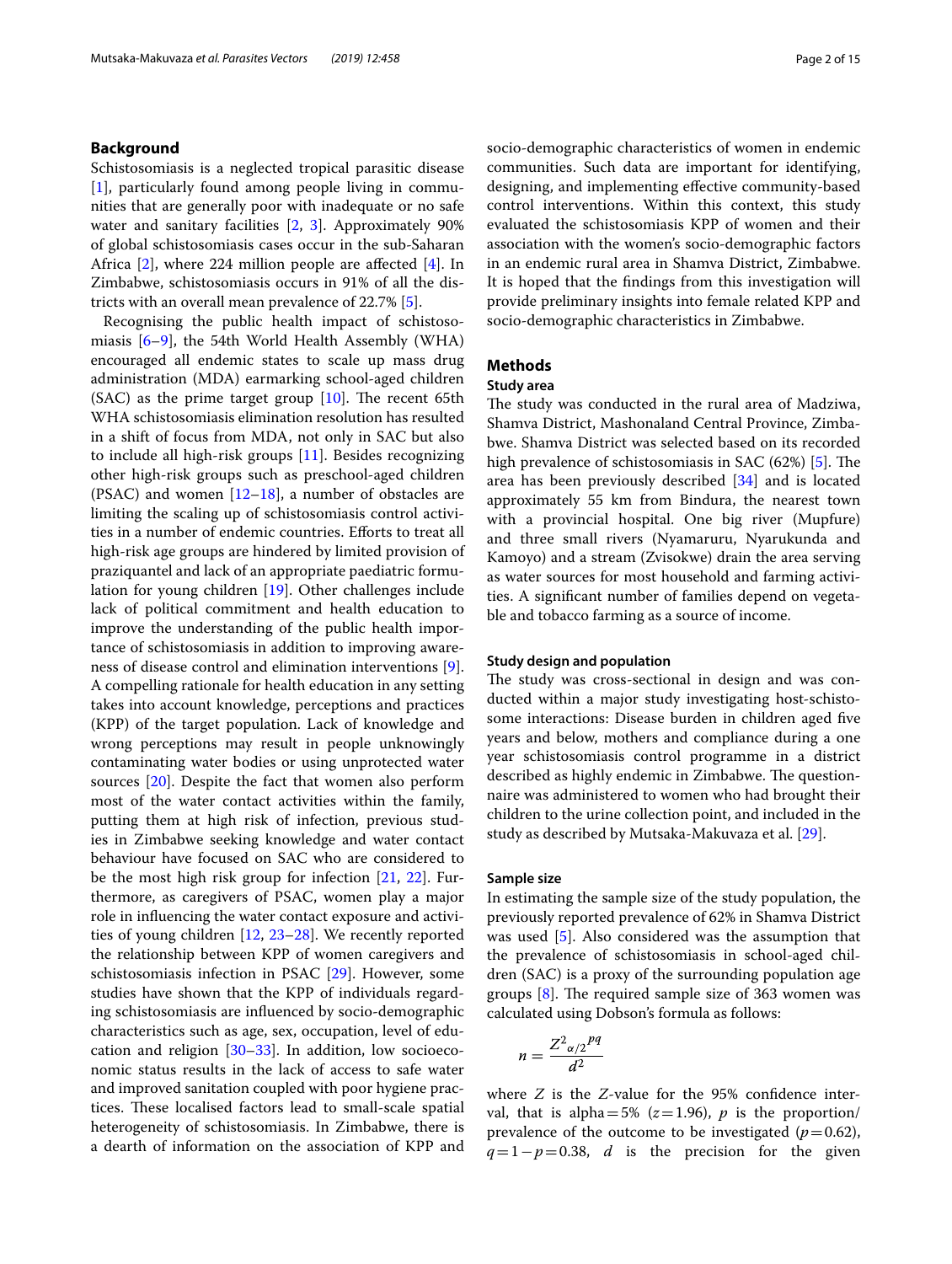## Background

Schistosomiasis is a neglected tropical parasitic disease [1], particularly found among people living in communities that are generally poor with inadequate or no safe water and sanitary facilities [2, 3]. Approximately 90% of global schistosomiasis cases occur in the sub-Saharan Africa [2], where 224 million people are affected [4]. In Zimbabwe, schistosomiasis occurs in 91% of all the districts with an overall mean prevalence of 22.7% [5].

Recognising the public health impact of schistosomiasis [6–9], the 54th World Health Assembly (WHA) encouraged all endemic states to scale up mass drug administration (MDA) earmarking school-aged children (SAC) as the prime target group [10]. The recent 65th WHA schistosomiasis elimination resolution has resulted in a shift of focus from MDA, not only in SAC but also to include all high-risk groups [11]. Besides recognizing other high-risk groups such as preschool-aged children (PSAC) and women [12–18], a number of obstacles are limiting the scaling up of schistosomiasis control activities in a number of endemic countries. Efforts to treat all high-risk age groups are hindered by limited provision of praziquantel and lack of an appropriate paediatric formulation for young children [19]. Other challenges include lack of political commitment and health education to improve the understanding of the public health importance of schistosomiasis in addition to improving awareness of disease control and elimination interventions [9]. A compelling rationale for health education in any setting takes into account knowledge, perceptions and practices (KPP) of the target population. Lack of knowledge and wrong perceptions may result in people unknowingly contaminating water bodies or using unprotected water sources [20]. Despite the fact that women also perform most of the water contact activities within the family, putting them at high risk of infection, previous studies in Zimbabwe seeking knowledge and water contact behaviour have focused on SAC who are considered to be the most high risk group for infection [21, 22]. Furthermore, as caregivers of PSAC, women play a major role in influencing the water contact exposure and activities of young children [12, 23–28]. We recently reported the relationship between KPP of women caregivers and schistosomiasis infection in PSAC [29]. However, some studies have shown that the KPP of individuals regarding schistosomiasis are influenced by socio-demographic characteristics such as age, sex, occupation, level of education and religion [30–33]. In addition, low socioeconomic status results in the lack of access to safe water and improved sanitation coupled with poor hygiene practices. These localised factors lead to small-scale spatial heterogeneity of schistosomiasis. In Zimbabwe, there is a dearth of information on the association of KPP and socio-demographic characteristics of women in endemic communities. Such data are important for identifying, designing, and implementing effective community-based control interventions. Within this context, this study evaluated the schistosomiasis KPP of women and their association with the women's socio-demographic factors in an endemic rural area in Shamva District, Zimbabwe. It is hoped that the findings from this investigation will provide preliminary insights into female related KPP and socio-demographic characteristics in Zimbabwe.

## Methods

### Study area

The study was conducted in the rural area of Madziwa, Shamva District, Mashonaland Central Province, Zimbabwe. Shamva District was selected based on its recorded high prevalence of schistosomiasis in SAC (62%) [5]. The area has been previously described [34] and is located approximately 55 km from Bindura, the nearest town with a provincial hospital. One big river (Mupfure) and three small rivers (Nyamaruru, Nyarukunda and Kamoyo) and a stream (Zvisokwe) drain the area serving as water sources for most household and farming activities. A significant number of families depend on vegetable and tobacco farming as a source of income.

### Study design and population

The study was cross-sectional in design and was conducted within a major study investigating host-schistosome interactions: Disease burden in children aged five years and below, mothers and compliance during a one year schistosomiasis control programme in a district described as highly endemic in Zimbabwe. The questionnaire was administered to women who had brought their children to the urine collection point, and included in the study as described by Mutsaka-Makuvaza et al. [29].

### Sample size

In estimating the sample size of the study population, the previously reported prevalence of 62% in Shamva District was used [5]. Also considered was the assumption that the prevalence of schistosomiasis in school-aged children (SAC) is a proxy of the surrounding population age groups [8]. The required sample size of 363 women was calculated using Dobson's formula as follows:

$$n = \frac{Z^2_{\alpha/2}pq}{d^2}$$

where $Z$ is the $Z$-value for the 95% confidence interval, that is alpha = 5% ($z = 1.96$), $p$ is the proportion/prevalence of the outcome to be investigated ($p = 0.62$), $q = 1 - p = 0.38$, $d$ is the precision for the given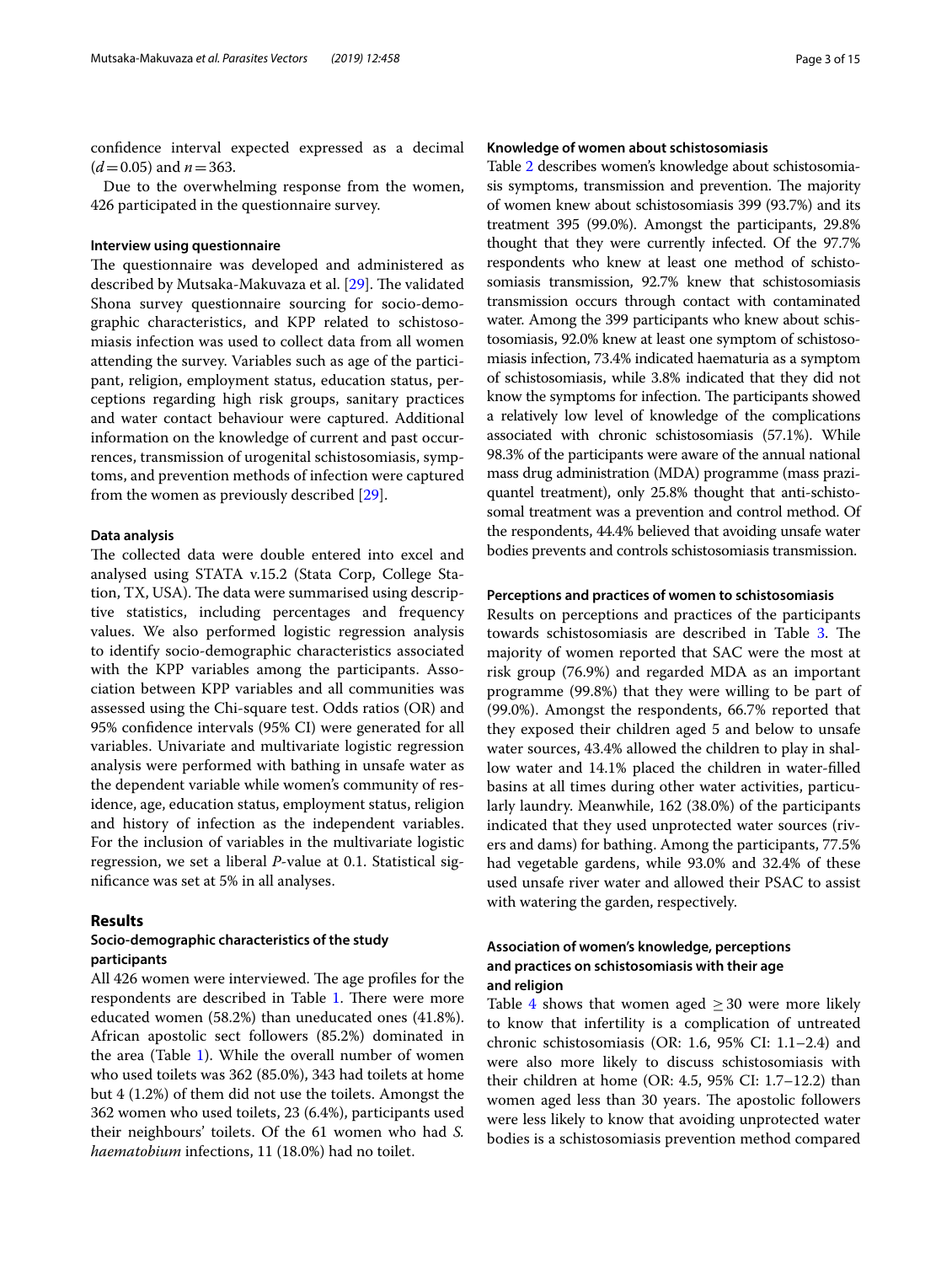confidence interval expected expressed as a decimal ($d = 0.05$) and $n = 363$.

Due to the overwhelming response from the women, 426 participated in the questionnaire survey.

### Interview using questionnaire

The questionnaire was developed and administered as described by Mutsaka-Makuvaza et al. [29]. The validated Shona survey questionnaire sourcing for socio-demographic characteristics, and KPP related to schistosomiasis infection was used to collect data from all women attending the survey. Variables such as age of the participant, religion, employment status, education status, perceptions regarding high risk groups, sanitary practices and water contact behaviour were captured. Additional information on the knowledge of current and past occurrences, transmission of urogenital schistosomiasis, symptoms, and prevention methods of infection were captured from the women as previously described [29].

### Data analysis

The collected data were double entered into excel and analysed using STATA v.15.2 (Stata Corp, College Station, TX, USA). The data were summarised using descriptive statistics, including percentages and frequency values. We also performed logistic regression analysis to identify socio-demographic characteristics associated with the KPP variables among the participants. Association between KPP variables and all communities was assessed using the Chi-square test. Odds ratios (OR) and 95% confidence intervals (95% CI) were generated for all variables. Univariate and multivariate logistic regression analysis were performed with bathing in unsafe water as the dependent variable while women's community of residence, age, education status, employment status, religion and history of infection as the independent variables. For the inclusion of variables in the multivariate logistic regression, we set a liberal *P*-value at 0.1. Statistical significance was set at 5% in all analyses.

## Results

### Socio-demographic characteristics of the study participants

All 426 women were interviewed. The age profiles for the respondents are described in Table 1. There were more educated women (58.2%) than uneducated ones (41.8%). African apostolic sect followers (85.2%) dominated in the area (Table 1). While the overall number of women who used toilets was 362 (85.0%), 343 had toilets at home but 4 (1.2%) of them did not use the toilets. Amongst the 362 women who used toilets, 23 (6.4%), participants used their neighbours' toilets. Of the 61 women who had *S. haematobium* infections, 11 (18.0%) had no toilet.

### Knowledge of women about schistosomiasis

Table 2 describes women's knowledge about schistosomiasis symptoms, transmission and prevention. The majority of women knew about schistosomiasis 399 (93.7%) and its treatment 395 (99.0%). Amongst the participants, 29.8% thought that they were currently infected. Of the 97.7% respondents who knew at least one method of schistosomiasis transmission, 92.7% knew that schistosomiasis transmission occurs through contact with contaminated water. Among the 399 participants who knew about schistosomiasis, 92.0% knew at least one symptom of schistosomiasis infection, 73.4% indicated haematuria as a symptom of schistosomiasis, while 3.8% indicated that they did not know the symptoms for infection. The participants showed a relatively low level of knowledge of the complications associated with chronic schistosomiasis (57.1%). While 98.3% of the participants were aware of the annual national mass drug administration (MDA) programme (mass praziquantel treatment), only 25.8% thought that anti-schistosomal treatment was a prevention and control method. Of the respondents, 44.4% believed that avoiding unsafe water bodies prevents and controls schistosomiasis transmission.

### Perceptions and practices of women to schistosomiasis

Results on perceptions and practices of the participants towards schistosomiasis are described in Table 3. The majority of women reported that SAC were the most at risk group (76.9%) and regarded MDA as an important programme (99.8%) that they were willing to be part of (99.0%). Amongst the respondents, 66.7% reported that they exposed their children aged 5 and below to unsafe water sources, 43.4% allowed the children to play in shallow water and 14.1% placed the children in water-filled basins at all times during other water activities, particularly laundry. Meanwhile, 162 (38.0%) of the participants indicated that they used unprotected water sources (rivers and dams) for bathing. Among the participants, 77.5% had vegetable gardens, while 93.0% and 32.4% of these used unsafe river water and allowed their PSAC to assist with watering the garden, respectively.

### Association of women's knowledge, perceptions and practices on schistosomiasis with their age and religion

Table 4 shows that women aged ≥ 30 were more likely to know that infertility is a complication of untreated chronic schistosomiasis (OR: 1.6, 95% CI: 1.1–2.4) and were also more likely to discuss schistosomiasis with their children at home (OR: 4.5, 95% CI: 1.7–12.2) than women aged less than 30 years. The apostolic followers were less likely to know that avoiding unprotected water bodies is a schistosomiasis prevention method compared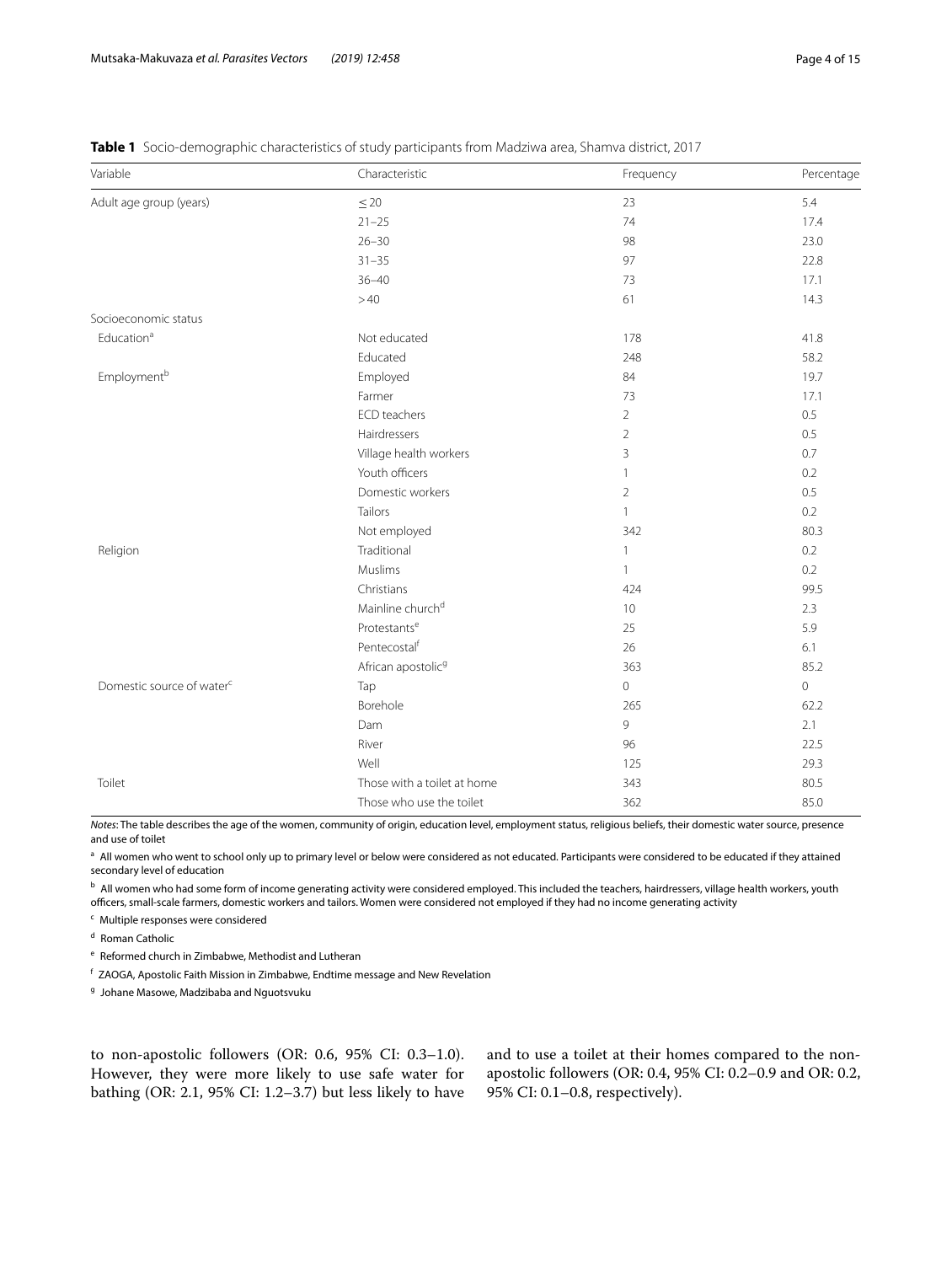**Table 1** Socio-demographic characteristics of study participants from Madziwa area, Shamva district, 2017

| Variable | Characteristic | Frequency | Percentage |
|---|---|---|---|
| Adult age group (years) | ≤ 20 | 23 | 5.4 |
| | 21–25 | 74 | 17.4 |
| | 26–30 | 98 | 23.0 |
| | 31–35 | 97 | 22.8 |
| | 36–40 | 73 | 17.1 |
| | > 40 | 61 | 14.3 |
| Socioeconomic status | | | |
| Education[a] | Not educated | 178 | 41.8 |
| | Educated | 248 | 58.2 |
| Employment[b] | Employed | 84 | 19.7 |
| | Farmer | 73 | 17.1 |
| | ECD teachers | 2 | 0.5 |
| | Hairdressers | 2 | 0.5 |
| | Village health workers | 3 | 0.7 |
| | Youth officers | 1 | 0.2 |
| | Domestic workers | 2 | 0.5 |
| | Tailors | 1 | 0.2 |
| | Not employed | 342 | 80.3 |
| Religion | Traditional | 1 | 0.2 |
| | Muslims | 1 | 0.2 |
| | Christians | 424 | 99.5 |
| | Mainline church[d] | 10 | 2.3 |
| | Protestants[e] | 25 | 5.9 |
| | Pentecostal[f] | 26 | 6.1 |
| | African apostolic[g] | 363 | 85.2 |
| Domestic source of water[c] | Tap | 0 | 0 |
| | Borehole | 265 | 62.2 |
| | Dam | 9 | 2.1 |
| | River | 96 | 22.5 |
| | Well | 125 | 29.3 |
| Toilet | Those with a toilet at home | 343 | 80.5 |
| | Those who use the toilet | 362 | 85.0 |

*Notes*: The table describes the age of the women, community of origin, education level, employment status, religious beliefs, their domestic water source, presence and use of toilet

[a] All women who went to school only up to primary level or below were considered as not educated. Participants were considered to be educated if they attained secondary level of education

[b] All women who had some form of income generating activity were considered employed. This included the teachers, hairdressers, village health workers, youth officers, small-scale farmers, domestic workers and tailors. Women were considered not employed if they had no income generating activity

[c] Multiple responses were considered

[d] Roman Catholic

[e] Reformed church in Zimbabwe, Methodist and Lutheran

[f] ZAOGA, Apostolic Faith Mission in Zimbabwe, Endtime message and New Revelation

[g] Johane Masowe, Madzibaba and Nguotsvuku

to non-apostolic followers (OR: 0.6, 95% CI: 0.3–1.0). However, they were more likely to use safe water for bathing (OR: 2.1, 95% CI: 1.2–3.7) but less likely to have and to use a toilet at their homes compared to the non-apostolic followers (OR: 0.4, 95% CI: 0.2–0.9 and OR: 0.2, 95% CI: 0.1–0.8, respectively).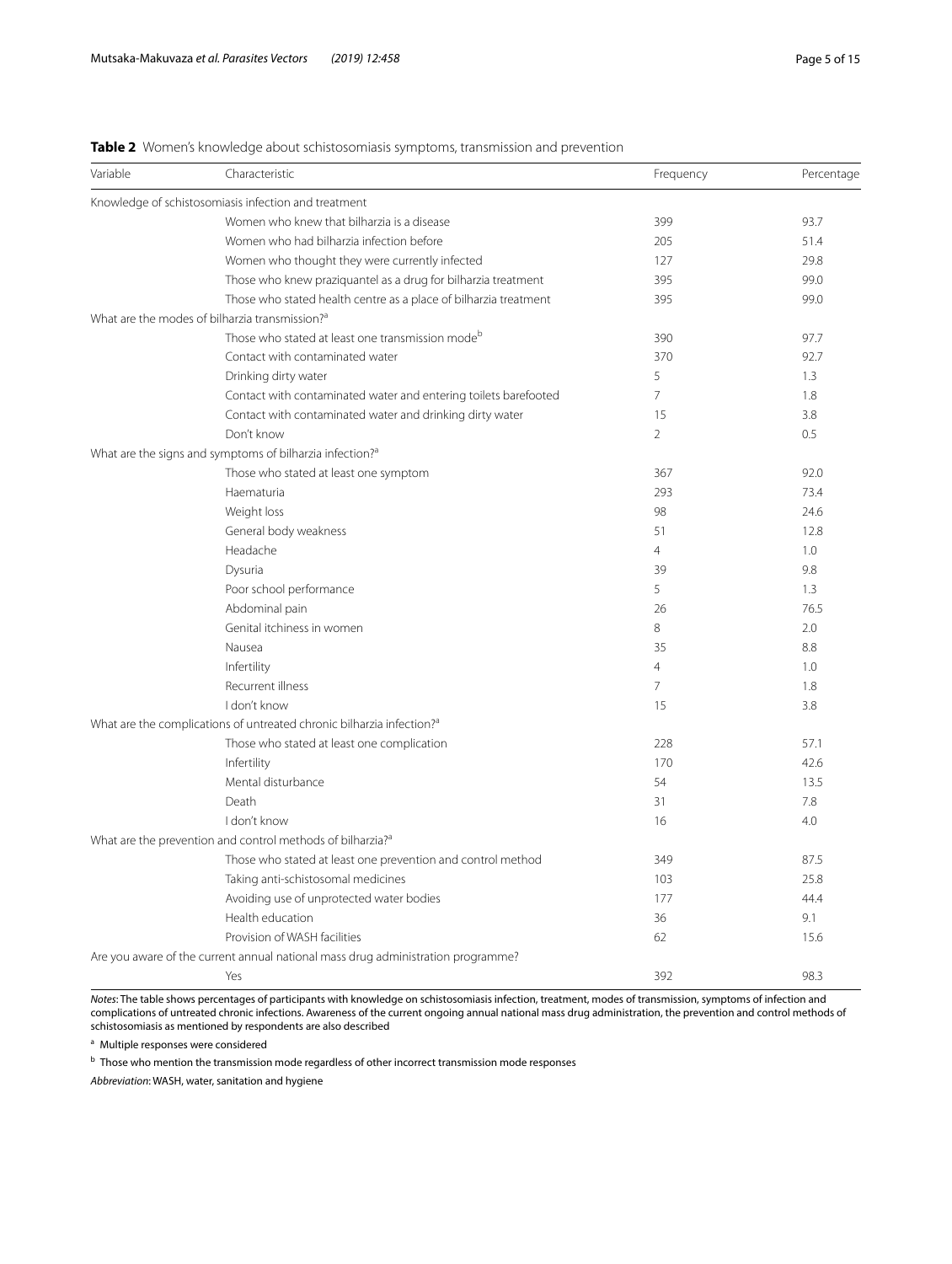**Table 2** Women's knowledge about schistosomiasis symptoms, transmission and prevention

| Variable | Characteristic | Frequency | Percentage |
|---|---|---|---|
| Knowledge of schistosomiasis infection and treatment | | | |
| | Women who knew that bilharzia is a disease | 399 | 93.7 |
| | Women who had bilharzia infection before | 205 | 51.4 |
| | Women who thought they were currently infected | 127 | 29.8 |
| | Those who knew praziquantel as a drug for bilharzia treatment | 395 | 99.0 |
| | Those who stated health centre as a place of bilharzia treatment | 395 | 99.0 |
| What are the modes of bilharzia transmission?[a] | | | |
| | Those who stated at least one transmission mode[b] | 390 | 97.7 |
| | Contact with contaminated water | 370 | 92.7 |
| | Drinking dirty water | 5 | 1.3 |
| | Contact with contaminated water and entering toilets barefooted | 7 | 1.8 |
| | Contact with contaminated water and drinking dirty water | 15 | 3.8 |
| | Don't know | 2 | 0.5 |
| What are the signs and symptoms of bilharzia infection?[a] | | | |
| | Those who stated at least one symptom | 367 | 92.0 |
| | Haematuria | 293 | 73.4 |
| | Weight loss | 98 | 24.6 |
| | General body weakness | 51 | 12.8 |
| | Headache | 4 | 1.0 |
| | Dysuria | 39 | 9.8 |
| | Poor school performance | 5 | 1.3 |
| | Abdominal pain | 26 | 76.5 |
| | Genital itchiness in women | 8 | 2.0 |
| | Nausea | 35 | 8.8 |
| | Infertility | 4 | 1.0 |
| | Recurrent illness | 7 | 1.8 |
| | I don't know | 15 | 3.8 |
| What are the complications of untreated chronic bilharzia infection?[a] | | | |
| | Those who stated at least one complication | 228 | 57.1 |
| | Infertility | 170 | 42.6 |
| | Mental disturbance | 54 | 13.5 |
| | Death | 31 | 7.8 |
| | I don't know | 16 | 4.0 |
| What are the prevention and control methods of bilharzia?[a] | | | |
| | Those who stated at least one prevention and control method | 349 | 87.5 |
| | Taking anti-schistosomal medicines | 103 | 25.8 |
| | Avoiding use of unprotected water bodies | 177 | 44.4 |
| | Health education | 36 | 9.1 |
| | Provision of WASH facilities | 62 | 15.6 |
| Are you aware of the current annual national mass drug administration programme? | | | |
| | Yes | 392 | 98.3 |

*Notes*: The table shows percentages of participants with knowledge on schistosomiasis infection, treatment, modes of transmission, symptoms of infection and complications of untreated chronic infections. Awareness of the current ongoing annual national mass drug administration, the prevention and control methods of schistosomiasis as mentioned by respondents are also described

[a] Multiple responses were considered

[b] Those who mention the transmission mode regardless of other incorrect transmission mode responses

*Abbreviation*: WASH, water, sanitation and hygiene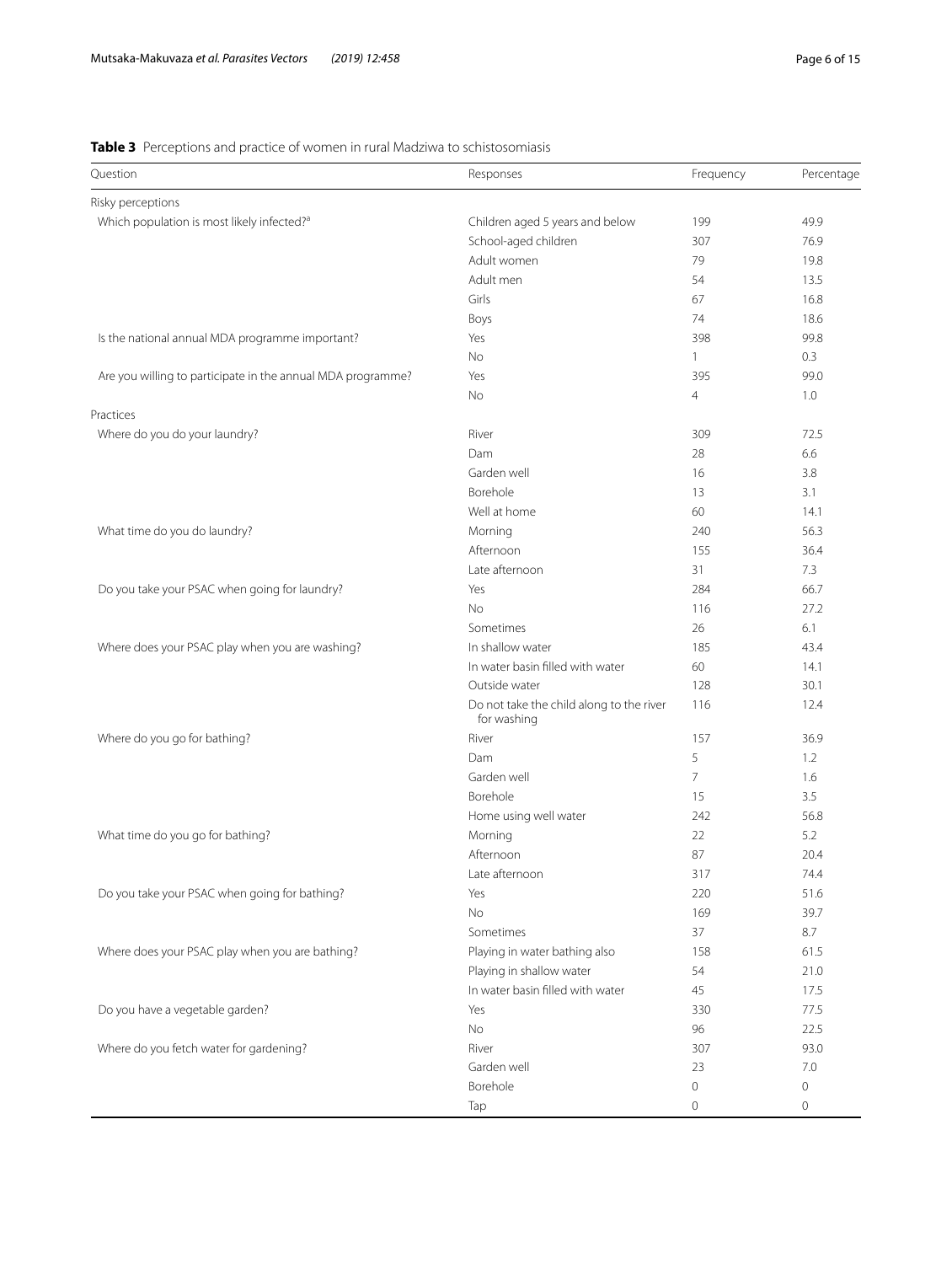**Table 3** Perceptions and practice of women in rural Madziwa to schistosomiasis

| Question | Responses | Frequency | Percentage |
|---|---|---|---|
| Risky perceptions | | | |
| Which population is most likely infected?[a] | Children aged 5 years and below | 199 | 49.9 |
| | School-aged children | 307 | 76.9 |
| | Adult women | 79 | 19.8 |
| | Adult men | 54 | 13.5 |
| | Girls | 67 | 16.8 |
| | Boys | 74 | 18.6 |
| Is the national annual MDA programme important? | Yes | 398 | 99.8 |
| | No | 1 | 0.3 |
| Are you willing to participate in the annual MDA programme? | Yes | 395 | 99.0 |
| | No | 4 | 1.0 |
| Practices | | | |
| Where do you do your laundry? | River | 309 | 72.5 |
| | Dam | 28 | 6.6 |
| | Garden well | 16 | 3.8 |
| | Borehole | 13 | 3.1 |
| | Well at home | 60 | 14.1 |
| What time do you do laundry? | Morning | 240 | 56.3 |
| | Afternoon | 155 | 36.4 |
| | Late afternoon | 31 | 7.3 |
| Do you take your PSAC when going for laundry? | Yes | 284 | 66.7 |
| | No | 116 | 27.2 |
| | Sometimes | 26 | 6.1 |
| Where does your PSAC play when you are washing? | In shallow water | 185 | 43.4 |
| | In water basin filled with water | 60 | 14.1 |
| | Outside water | 128 | 30.1 |
| | Do not take the child along to the river for washing | 116 | 12.4 |
| Where do you go for bathing? | River | 157 | 36.9 |
| | Dam | 5 | 1.2 |
| | Garden well | 7 | 1.6 |
| | Borehole | 15 | 3.5 |
| | Home using well water | 242 | 56.8 |
| What time do you go for bathing? | Morning | 22 | 5.2 |
| | Afternoon | 87 | 20.4 |
| | Late afternoon | 317 | 74.4 |
| Do you take your PSAC when going for bathing? | Yes | 220 | 51.6 |
| | No | 169 | 39.7 |
| | Sometimes | 37 | 8.7 |
| Where does your PSAC play when you are bathing? | Playing in water bathing also | 158 | 61.5 |
| | Playing in shallow water | 54 | 21.0 |
| | In water basin filled with water | 45 | 17.5 |
| Do you have a vegetable garden? | Yes | 330 | 77.5 |
| | No | 96 | 22.5 |
| Where do you fetch water for gardening? | River | 307 | 93.0 |
| | Garden well | 23 | 7.0 |
| | Borehole | 0 | 0 |
| | Tap | 0 | 0 |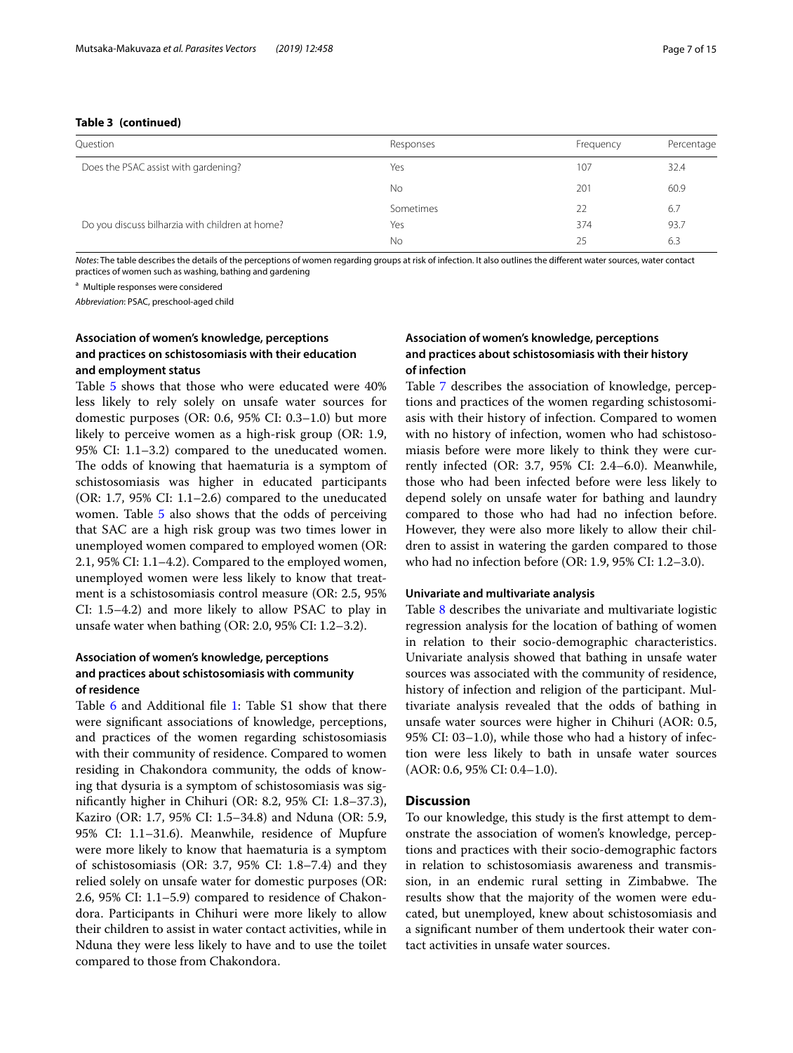**Table 3 (continued)**

| Question | Responses | Frequency | Percentage |
|---|---|---|---|
| Does the PSAC assist with gardening? | Yes | 107 | 32.4 |
| | No | 201 | 60.9 |
| | Sometimes | 22 | 6.7 |
| Do you discuss bilharzia with children at home? | Yes | 374 | 93.7 |
| | No | 25 | 6.3 |

*Notes*: The table describes the details of the perceptions of women regarding groups at risk of infection. It also outlines the different water sources, water contact practices of women such as washing, bathing and gardening

[a] Multiple responses were considered

*Abbreviation*: PSAC, preschool-aged child

### Association of women's knowledge, perceptions and practices on schistosomiasis with their education and employment status

Table 5 shows that those who were educated were 40% less likely to rely solely on unsafe water sources for domestic purposes (OR: 0.6, 95% CI: 0.3–1.0) but more likely to perceive women as a high-risk group (OR: 1.9, 95% CI: 1.1–3.2) compared to the uneducated women. The odds of knowing that haematuria is a symptom of schistosomiasis was higher in educated participants (OR: 1.7, 95% CI: 1.1–2.6) compared to the uneducated women. Table 5 also shows that the odds of perceiving that SAC are a high risk group was two times lower in unemployed women compared to employed women (OR: 2.1, 95% CI: 1.1–4.2). Compared to the employed women, unemployed women were less likely to know that treatment is a schistosomiasis control measure (OR: 2.5, 95% CI: 1.5–4.2) and more likely to allow PSAC to play in unsafe water when bathing (OR: 2.0, 95% CI: 1.2–3.2).

### Association of women's knowledge, perceptions and practices about schistosomiasis with community of residence

Table 6 and Additional file 1: Table S1 show that there were significant associations of knowledge, perceptions, and practices of the women regarding schistosomiasis with their community of residence. Compared to women residing in Chakondora community, the odds of knowing that dysuria is a symptom of schistosomiasis was significantly higher in Chihuri (OR: 8.2, 95% CI: 1.8–37.3), Kaziro (OR: 1.7, 95% CI: 1.5–34.8) and Nduna (OR: 5.9, 95% CI: 1.1–31.6). Meanwhile, residence of Mupfure were more likely to know that haematuria is a symptom of schistosomiasis (OR: 3.7, 95% CI: 1.8–7.4) and they relied solely on unsafe water for domestic purposes (OR: 2.6, 95% CI: 1.1–5.9) compared to residence of Chakondora. Participants in Chihuri were more likely to allow their children to assist in water contact activities, while in Nduna they were less likely to have and to use the toilet compared to those from Chakondora.

### Association of women's knowledge, perceptions and practices about schistosomiasis with their history of infection

Table 7 describes the association of knowledge, perceptions and practices of the women regarding schistosomiasis with their history of infection. Compared to women with no history of infection, women who had schistosomiasis before were more likely to think they were currently infected (OR: 3.7, 95% CI: 2.4–6.0). Meanwhile, those who had been infected before were less likely to depend solely on unsafe water for bathing and laundry compared to those who had had no infection before. However, they were also more likely to allow their children to assist in watering the garden compared to those who had no infection before (OR: 1.9, 95% CI: 1.2–3.0).

### Univariate and multivariate analysis

Table 8 describes the univariate and multivariate logistic regression analysis for the location of bathing of women in relation to their socio-demographic characteristics. Univariate analysis showed that bathing in unsafe water sources was associated with the community of residence, history of infection and religion of the participant. Multivariate analysis revealed that the odds of bathing in unsafe water sources were higher in Chihuri (AOR: 0.5, 95% CI: 03–1.0), while those who had a history of infection were less likely to bath in unsafe water sources (AOR: 0.6, 95% CI: 0.4–1.0).

## Discussion

To our knowledge, this study is the first attempt to demonstrate the association of women's knowledge, perceptions and practices with their socio-demographic factors in relation to schistosomiasis awareness and transmission, in an endemic rural setting in Zimbabwe. The results show that the majority of the women were educated, but unemployed, knew about schistosomiasis and a significant number of them undertook their water contact activities in unsafe water sources.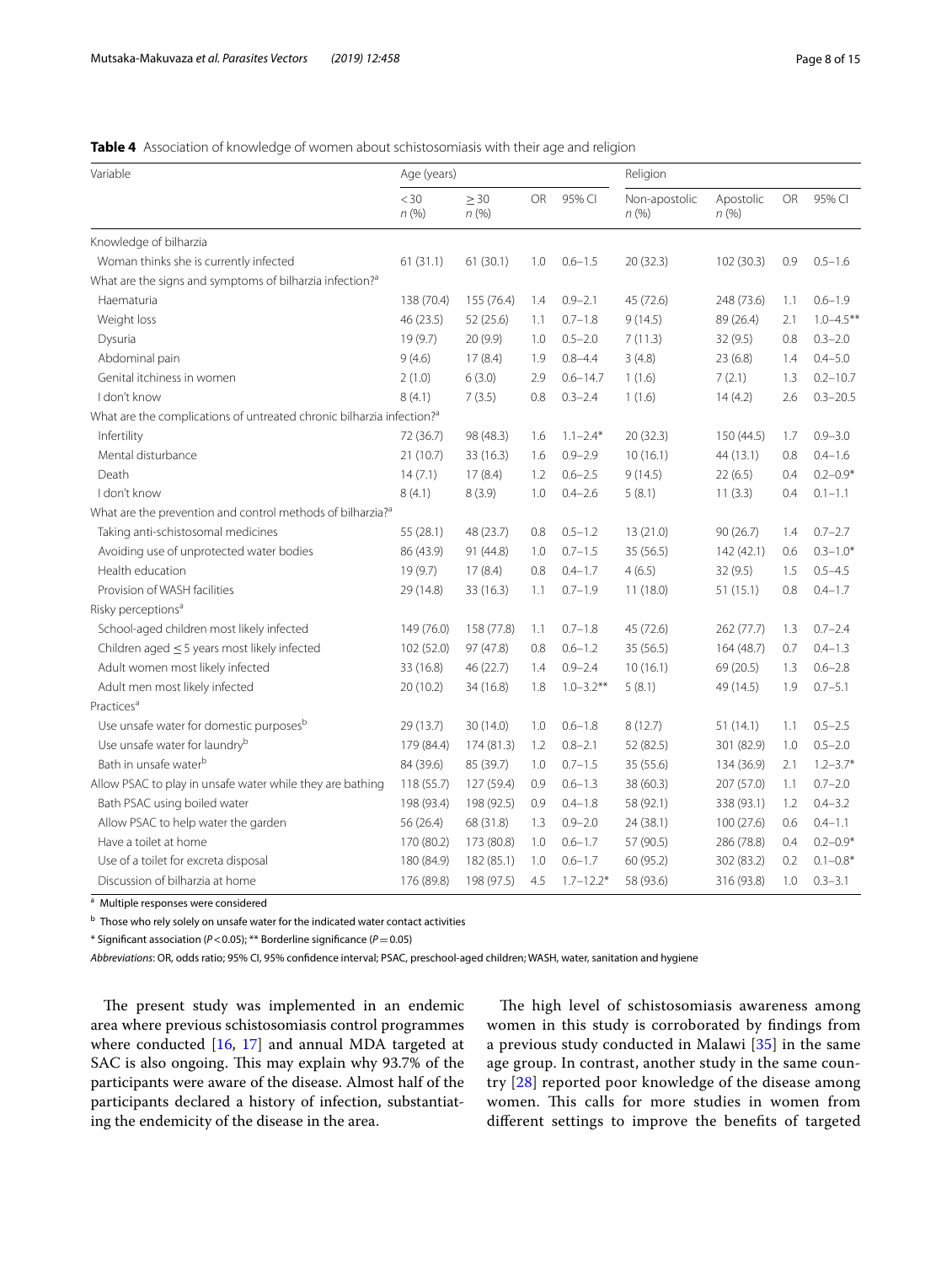**Table 4** Association of knowledge of women about schistosomiasis with their age and religion

| Variable | Age (years) | | | | Religion | | | |
|---|---|---|---|---|---|---|---|---|
| | < 30 n (%) | ≥ 30 n (%) | OR | 95% CI | Non-apostolic n (%) | Apostolic n (%) | OR | 95% CI |
| Knowledge of bilharzia | | | | | | | | |
| Woman thinks she is currently infected | 61 (31.1) | 61 (30.1) | 1.0 | 0.6–1.5 | 20 (32.3) | 102 (30.3) | 0.9 | 0.5–1.6 |
| What are the signs and symptoms of bilharzia infection?[a] | | | | | | | | |
| Haematuria | 138 (70.4) | 155 (76.4) | 1.4 | 0.9–2.1 | 45 (72.6) | 248 (73.6) | 1.1 | 0.6–1.9 |
| Weight loss | 46 (23.5) | 52 (25.6) | 1.1 | 0.7–1.8 | 9 (14.5) | 89 (26.4) | 2.1 | 1.0–4.5** |
| Dysuria | 19 (9.7) | 20 (9.9) | 1.0 | 0.5–2.0 | 7 (11.3) | 32 (9.5) | 0.8 | 0.3–2.0 |
| Abdominal pain | 9 (4.6) | 17 (8.4) | 1.9 | 0.8–4.4 | 3 (4.8) | 23 (6.8) | 1.4 | 0.4–5.0 |
| Genital itchiness in women | 2 (1.0) | 6 (3.0) | 2.9 | 0.6–14.7 | 1 (1.6) | 7 (2.1) | 1.3 | 0.2–10.7 |
| I don't know | 8 (4.1) | 7 (3.5) | 0.8 | 0.3–2.4 | 1 (1.6) | 14 (4.2) | 2.6 | 0.3–20.5 |
| What are the complications of untreated chronic bilharzia infection?[a] | | | | | | | | |
| Infertility | 72 (36.7) | 98 (48.3) | 1.6 | 1.1–2.4* | 20 (32.3) | 150 (44.5) | 1.7 | 0.9–3.0 |
| Mental disturbance | 21 (10.7) | 33 (16.3) | 1.6 | 0.9–2.9 | 10 (16.1) | 44 (13.1) | 0.8 | 0.4–1.6 |
| Death | 14 (7.1) | 17 (8.4) | 1.2 | 0.6–2.5 | 9 (14.5) | 22 (6.5) | 0.4 | 0.2–0.9* |
| I don't know | 8 (4.1) | 8 (3.9) | 1.0 | 0.4–2.6 | 5 (8.1) | 11 (3.3) | 0.4 | 0.1–1.1 |
| What are the prevention and control methods of bilharzia?[a] | | | | | | | | |
| Taking anti-schistosomal medicines | 55 (28.1) | 48 (23.7) | 0.8 | 0.5–1.2 | 13 (21.0) | 90 (26.7) | 1.4 | 0.7–2.7 |
| Avoiding use of unprotected water bodies | 86 (43.9) | 91 (44.8) | 1.0 | 0.7–1.5 | 35 (56.5) | 142 (42.1) | 0.6 | 0.3–1.0* |
| Health education | 19 (9.7) | 17 (8.4) | 0.8 | 0.4–1.7 | 4 (6.5) | 32 (9.5) | 1.5 | 0.5–4.5 |
| Provision of WASH facilities | 29 (14.8) | 33 (16.3) | 1.1 | 0.7–1.9 | 11 (18.0) | 51 (15.1) | 0.8 | 0.4–1.7 |
| Risky perceptions[a] | | | | | | | | |
| School-aged children most likely infected | 149 (76.0) | 158 (77.8) | 1.1 | 0.7–1.8 | 45 (72.6) | 262 (77.7) | 1.3 | 0.7–2.4 |
| Children aged ≤ 5 years most likely infected | 102 (52.0) | 97 (47.8) | 0.8 | 0.6–1.2 | 35 (56.5) | 164 (48.7) | 0.7 | 0.4–1.3 |
| Adult women most likely infected | 33 (16.8) | 46 (22.7) | 1.4 | 0.9–2.4 | 10 (16.1) | 69 (20.5) | 1.3 | 0.6–2.8 |
| Adult men most likely infected | 20 (10.2) | 34 (16.8) | 1.8 | 1.0–3.2** | 5 (8.1) | 49 (14.5) | 1.9 | 0.7–5.1 |
| Practices[a] | | | | | | | | |
| Use unsafe water for domestic purposes[b] | 29 (13.7) | 30 (14.0) | 1.0 | 0.6–1.8 | 8 (12.7) | 51 (14.1) | 1.1 | 0.5–2.5 |
| Use unsafe water for laundry[b] | 179 (84.4) | 174 (81.3) | 1.2 | 0.8–2.1 | 52 (82.5) | 301 (82.9) | 1.0 | 0.5–2.0 |
| Bath in unsafe water[b] | 84 (39.6) | 85 (39.7) | 1.0 | 0.7–1.5 | 35 (55.6) | 134 (36.9) | 2.1 | 1.2–3.7* |
| Allow PSAC to play in unsafe water while they are bathing | 118 (55.7) | 127 (59.4) | 0.9 | 0.6–1.3 | 38 (60.3) | 207 (57.0) | 1.1 | 0.7–2.0 |
| Bath PSAC using boiled water | 198 (93.4) | 198 (92.5) | 0.9 | 0.4–1.8 | 58 (92.1) | 338 (93.1) | 1.2 | 0.4–3.2 |
| Allow PSAC to help water the garden | 56 (26.4) | 68 (31.8) | 1.3 | 0.9–2.0 | 24 (38.1) | 100 (27.6) | 0.6 | 0.4–1.1 |
| Have a toilet at home | 170 (80.2) | 173 (80.8) | 1.0 | 0.6–1.7 | 57 (90.5) | 286 (78.8) | 0.4 | 0.2–0.9* |
| Use of a toilet for excreta disposal | 180 (84.9) | 182 (85.1) | 1.0 | 0.6–1.7 | 60 (95.2) | 302 (83.2) | 0.2 | 0.1–0.8* |
| Discussion of bilharzia at home | 176 (89.8) | 198 (97.5) | 4.5 | 1.7–12.2* | 58 (93.6) | 316 (93.8) | 1.0 | 0.3–3.1 |

[a] Multiple responses were considered

[b] Those who rely solely on unsafe water for the indicated water contact activities

* Significant association ($P < 0.05$); ** Borderline significance ($P = 0.05$)

*Abbreviations*: OR, odds ratio; 95% CI, 95% confidence interval; PSAC, preschool-aged children; WASH, water, sanitation and hygiene

The present study was implemented in an endemic area where previous schistosomiasis control programmes where conducted [16, 17] and annual MDA targeted at SAC is also ongoing. This may explain why 93.7% of the participants were aware of the disease. Almost half of the participants declared a history of infection, substantiating the endemicity of the disease in the area.

The high level of schistosomiasis awareness among women in this study is corroborated by findings from a previous study conducted in Malawi [35] in the same age group. In contrast, another study in the same country [28] reported poor knowledge of the disease among women. This calls for more studies in women from different settings to improve the benefits of targeted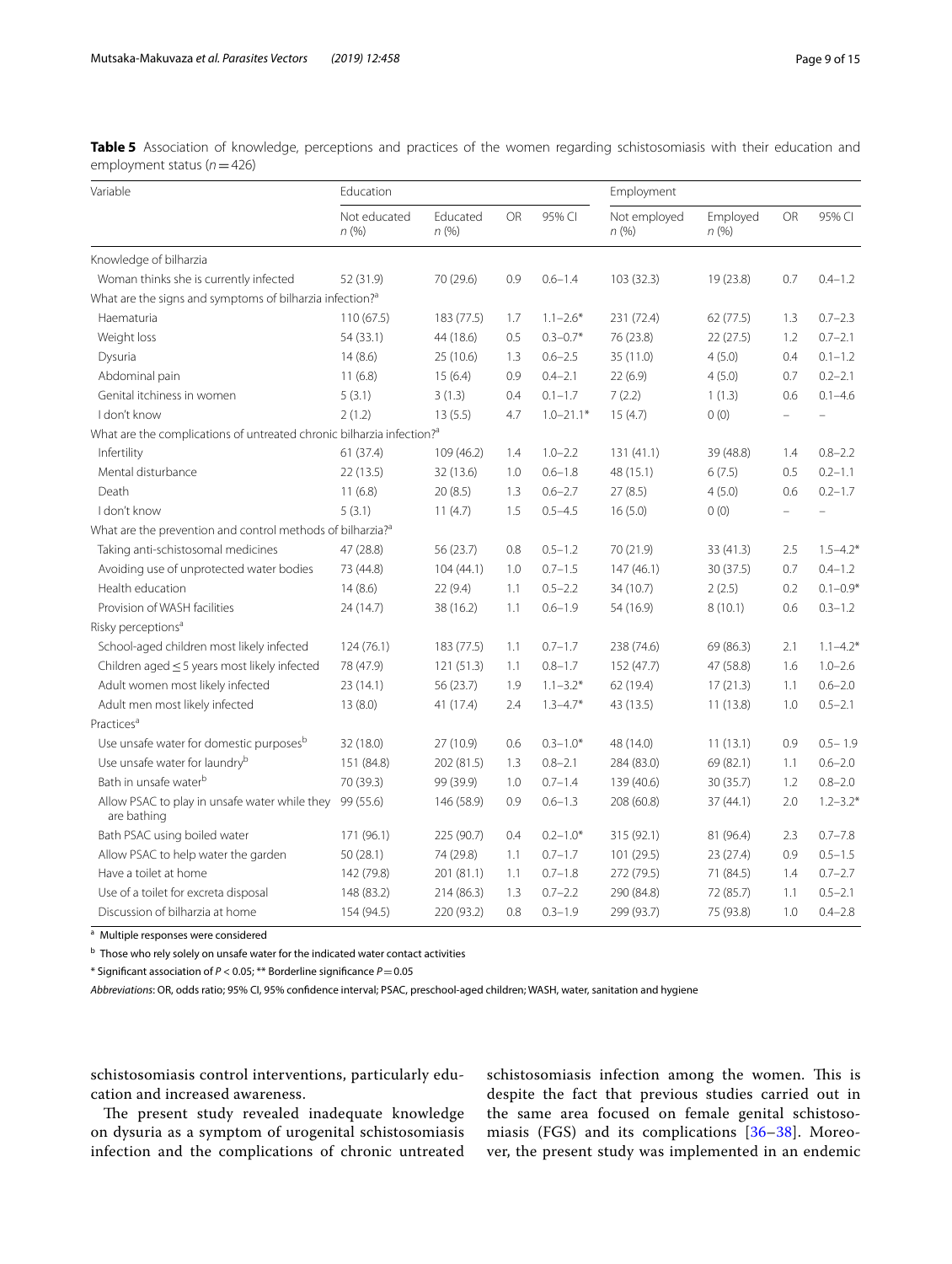**Table 5** Association of knowledge, perceptions and practices of the women regarding schistosomiasis with their education and employment status ($n = 426$)

| Variable | Education | | | | Employment | | | |
|---|---|---|---|---|---|---|---|---|
| | Not educated n (%) | Educated n (%) | OR | 95% CI | Not employed n (%) | Employed n (%) | OR | 95% CI |
| Knowledge of bilharzia | | | | | | | | |
| Woman thinks she is currently infected | 52 (31.9) | 70 (29.6) | 0.9 | 0.6–1.4 | 103 (32.3) | 19 (23.8) | 0.7 | 0.4–1.2 |
| What are the signs and symptoms of bilharzia infection?[a] | | | | | | | | |
| Haematuria | 110 (67.5) | 183 (77.5) | 1.7 | 1.1–2.6* | 231 (72.4) | 62 (77.5) | 1.3 | 0.7–2.3 |
| Weight loss | 54 (33.1) | 44 (18.6) | 0.5 | 0.3–0.7* | 76 (23.8) | 22 (27.5) | 1.2 | 0.7–2.1 |
| Dysuria | 14 (8.6) | 25 (10.6) | 1.3 | 0.6–2.5 | 35 (11.0) | 4 (5.0) | 0.4 | 0.1–1.2 |
| Abdominal pain | 11 (6.8) | 15 (6.4) | 0.9 | 0.4–2.1 | 22 (6.9) | 4 (5.0) | 0.7 | 0.2–2.1 |
| Genital itchiness in women | 5 (3.1) | 3 (1.3) | 0.4 | 0.1–1.7 | 7 (2.2) | 1 (1.3) | 0.6 | 0.1–4.6 |
| I don't know | 2 (1.2) | 13 (5.5) | 4.7 | 1.0–21.1* | 15 (4.7) | 0 (0) | – | – |
| What are the complications of untreated chronic bilharzia infection?[a] | | | | | | | | |
| Infertility | 61 (37.4) | 109 (46.2) | 1.4 | 1.0–2.2 | 131 (41.1) | 39 (48.8) | 1.4 | 0.8–2.2 |
| Mental disturbance | 22 (13.5) | 32 (13.6) | 1.0 | 0.6–1.8 | 48 (15.1) | 6 (7.5) | 0.5 | 0.2–1.1 |
| Death | 11 (6.8) | 20 (8.5) | 1.3 | 0.6–2.7 | 27 (8.5) | 4 (5.0) | 0.6 | 0.2–1.7 |
| I don't know | 5 (3.1) | 11 (4.7) | 1.5 | 0.5–4.5 | 16 (5.0) | 0 (0) | – | – |
| What are the prevention and control methods of bilharzia?[a] | | | | | | | | |
| Taking anti-schistosomal medicines | 47 (28.8) | 56 (23.7) | 0.8 | 0.5–1.2 | 70 (21.9) | 33 (41.3) | 2.5 | 1.5–4.2* |
| Avoiding use of unprotected water bodies | 73 (44.8) | 104 (44.1) | 1.0 | 0.7–1.5 | 147 (46.1) | 30 (37.5) | 0.7 | 0.4–1.2 |
| Health education | 14 (8.6) | 22 (9.4) | 1.1 | 0.5–2.2 | 34 (10.7) | 2 (2.5) | 0.2 | 0.1–0.9* |
| Provision of WASH facilities | 24 (14.7) | 38 (16.2) | 1.1 | 0.6–1.9 | 54 (16.9) | 8 (10.1) | 0.6 | 0.3–1.2 |
| Risky perceptions[a] | | | | | | | | |
| School-aged children most likely infected | 124 (76.1) | 183 (77.5) | 1.1 | 0.7–1.7 | 238 (74.6) | 69 (86.3) | 2.1 | 1.1–4.2* |
| Children aged ≤ 5 years most likely infected | 78 (47.9) | 121 (51.3) | 1.1 | 0.8–1.7 | 152 (47.7) | 47 (58.8) | 1.6 | 1.0–2.6 |
| Adult women most likely infected | 23 (14.1) | 56 (23.7) | 1.9 | 1.1–3.2* | 62 (19.4) | 17 (21.3) | 1.1 | 0.6–2.0 |
| Adult men most likely infected | 13 (8.0) | 41 (17.4) | 2.4 | 1.3–4.7* | 43 (13.5) | 11 (13.8) | 1.0 | 0.5–2.1 |
| Practices[a] | | | | | | | | |
| Use unsafe water for domestic purposes[b] | 32 (18.0) | 27 (10.9) | 0.6 | 0.3–1.0* | 48 (14.0) | 11 (13.1) | 0.9 | 0.5– 1.9 |
| Use unsafe water for laundry[b] | 151 (84.8) | 202 (81.5) | 1.3 | 0.8–2.1 | 284 (83.0) | 69 (82.1) | 1.1 | 0.6–2.0 |
| Bath in unsafe water[b] | 70 (39.3) | 99 (39.9) | 1.0 | 0.7–1.4 | 139 (40.6) | 30 (35.7) | 1.2 | 0.8–2.0 |
| Allow PSAC to play in unsafe water while they are bathing | 99 (55.6) | 146 (58.9) | 0.9 | 0.6–1.3 | 208 (60.8) | 37 (44.1) | 2.0 | 1.2–3.2* |
| Bath PSAC using boiled water | 171 (96.1) | 225 (90.7) | 0.4 | 0.2–1.0* | 315 (92.1) | 81 (96.4) | 2.3 | 0.7–7.8 |
| Allow PSAC to help water the garden | 50 (28.1) | 74 (29.8) | 1.1 | 0.7–1.7 | 101 (29.5) | 23 (27.4) | 0.9 | 0.5–1.5 |
| Have a toilet at home | 142 (79.8) | 201 (81.1) | 1.1 | 0.7–1.8 | 272 (79.5) | 71 (84.5) | 1.4 | 0.7–2.7 |
| Use of a toilet for excreta disposal | 148 (83.2) | 214 (86.3) | 1.3 | 0.7–2.2 | 290 (84.8) | 72 (85.7) | 1.1 | 0.5–2.1 |
| Discussion of bilharzia at home | 154 (94.5) | 220 (93.2) | 0.8 | 0.3–1.9 | 299 (93.7) | 75 (93.8) | 1.0 | 0.4–2.8 |

[a] Multiple responses were considered

[b] Those who rely solely on unsafe water for the indicated water contact activities

* Significant association of $P < 0.05$; ** Borderline significance $P = 0.05$

*Abbreviations*: OR, odds ratio; 95% CI, 95% confidence interval; PSAC, preschool-aged children; WASH, water, sanitation and hygiene

schistosomiasis control interventions, particularly education and increased awareness.

The present study revealed inadequate knowledge on dysuria as a symptom of urogenital schistosomiasis infection and the complications of chronic untreated schistosomiasis infection among the women. This is despite the fact that previous studies carried out in the same area focused on female genital schistosomiasis (FGS) and its complications [36–38]. Moreover, the present study was implemented in an endemic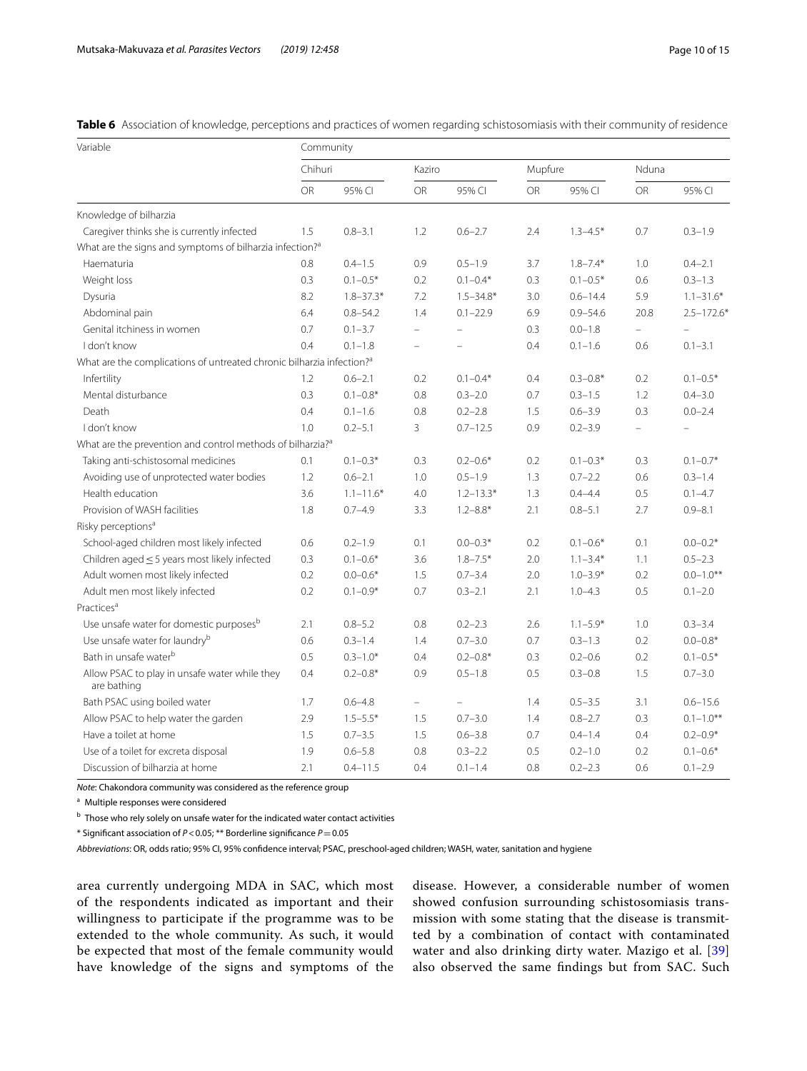**Table 6** Association of knowledge, perceptions and practices of women regarding schistosomiasis with their community of residence

| Variable | Community | | | | | | | |
|---|---|---|---|---|---|---|---|---|
| | Chihuri | | Kaziro | | Mupfure | | Nduna | |
| | OR | 95% CI | OR | 95% CI | OR | 95% CI | OR | 95% CI |
| Knowledge of bilharzia | | | | | | | | |
| Caregiver thinks she is currently infected | 1.5 | 0.8–3.1 | 1.2 | 0.6–2.7 | 2.4 | 1.3–4.5* | 0.7 | 0.3–1.9 |
| What are the signs and symptoms of bilharzia infection?[a] | | | | | | | | |
| Haematuria | 0.8 | 0.4–1.5 | 0.9 | 0.5–1.9 | 3.7 | 1.8–7.4* | 1.0 | 0.4–2.1 |
| Weight loss | 0.3 | 0.1–0.5* | 0.2 | 0.1–0.4* | 0.3 | 0.1–0.5* | 0.6 | 0.3–1.3 |
| Dysuria | 8.2 | 1.8–37.3* | 7.2 | 1.5–34.8* | 3.0 | 0.6–14.4 | 5.9 | 1.1–31.6* |
| Abdominal pain | 6.4 | 0.8–54.2 | 1.4 | 0.1–22.9 | 6.9 | 0.9–54.6 | 20.8 | 2.5–172.6* |
| Genital itchiness in women | 0.7 | 0.1–3.7 | – | – | 0.3 | 0.0–1.8 | – | – |
| I don't know | 0.4 | 0.1–1.8 | – | – | 0.4 | 0.1–1.6 | 0.6 | 0.1–3.1 |
| What are the complications of untreated chronic bilharzia infection?[a] | | | | | | | | |
| Infertility | 1.2 | 0.6–2.1 | 0.2 | 0.1–0.4* | 0.4 | 0.3–0.8* | 0.2 | 0.1–0.5* |
| Mental disturbance | 0.3 | 0.1–0.8* | 0.8 | 0.3–2.0 | 0.7 | 0.3–1.5 | 1.2 | 0.4–3.0 |
| Death | 0.4 | 0.1–1.6 | 0.8 | 0.2–2.8 | 1.5 | 0.6–3.9 | 0.3 | 0.0–2.4 |
| I don't know | 1.0 | 0.2–5.1 | 3 | 0.7–12.5 | 0.9 | 0.2–3.9 | – | – |
| What are the prevention and control methods of bilharzia?[a] | | | | | | | | |
| Taking anti-schistosomal medicines | 0.1 | 0.1–0.3* | 0.3 | 0.2–0.6* | 0.2 | 0.1–0.3* | 0.3 | 0.1–0.7* |
| Avoiding use of unprotected water bodies | 1.2 | 0.6–2.1 | 1.0 | 0.5–1.9 | 1.3 | 0.7–2.2 | 0.6 | 0.3–1.4 |
| Health education | 3.6 | 1.1–11.6* | 4.0 | 1.2–13.3* | 1.3 | 0.4–4.4 | 0.5 | 0.1–4.7 |
| Provision of WASH facilities | 1.8 | 0.7–4.9 | 3.3 | 1.2–8.8* | 2.1 | 0.8–5.1 | 2.7 | 0.9–8.1 |
| Risky perceptions[a] | | | | | | | | |
| School-aged children most likely infected | 0.6 | 0.2–1.9 | 0.1 | 0.0–0.3* | 0.2 | 0.1–0.6* | 0.1 | 0.0–0.2* |
| Children aged ≤ 5 years most likely infected | 0.3 | 0.1–0.6* | 3.6 | 1.8–7.5* | 2.0 | 1.1–3.4* | 1.1 | 0.5–2.3 |
| Adult women most likely infected | 0.2 | 0.0–0.6* | 1.5 | 0.7–3.4 | 2.0 | 1.0–3.9* | 0.2 | 0.0–1.0** |
| Adult men most likely infected | 0.2 | 0.1–0.9* | 0.7 | 0.3–2.1 | 2.1 | 1.0–4.3 | 0.5 | 0.1–2.0 |
| Practices[a] | | | | | | | | |
| Use unsafe water for domestic purposes[b] | 2.1 | 0.8–5.2 | 0.8 | 0.2–2.3 | 2.6 | 1.1–5.9* | 1.0 | 0.3–3.4 |
| Use unsafe water for laundry[b] | 0.6 | 0.3–1.4 | 1.4 | 0.7–3.0 | 0.7 | 0.3–1.3 | 0.2 | 0.0–0.8* |
| Bath in unsafe water[b] | 0.5 | 0.3–1.0* | 0.4 | 0.2–0.8* | 0.3 | 0.2–0.6 | 0.2 | 0.1–0.5* |
| Allow PSAC to play in unsafe water while they are bathing | 0.4 | 0.2–0.8* | 0.9 | 0.5–1.8 | 0.5 | 0.3–0.8 | 1.5 | 0.7–3.0 |
| Bath PSAC using boiled water | 1.7 | 0.6–4.8 | – | – | 1.4 | 0.5–3.5 | 3.1 | 0.6–15.6 |
| Allow PSAC to help water the garden | 2.9 | 1.5–5.5* | 1.5 | 0.7–3.0 | 1.4 | 0.8–2.7 | 0.3 | 0.1–1.0** |
| Have a toilet at home | 1.5 | 0.7–3.5 | 1.5 | 0.6–3.8 | 0.7 | 0.4–1.4 | 0.4 | 0.2–0.9* |
| Use of a toilet for excreta disposal | 1.9 | 0.6–5.8 | 0.8 | 0.3–2.2 | 0.5 | 0.2–1.0 | 0.2 | 0.1–0.6* |
| Discussion of bilharzia at home | 2.1 | 0.4–11.5 | 0.4 | 0.1–1.4 | 0.8 | 0.2–2.3 | 0.6 | 0.1–2.9 |

*Note*: Chakondora community was considered as the reference group

[a] Multiple responses were considered

[b] Those who rely solely on unsafe water for the indicated water contact activities

* Significant association of $P < 0.05$; ** Borderline significance $P = 0.05$

*Abbreviations*: OR, odds ratio; 95% CI, 95% confidence interval; PSAC, preschool-aged children; WASH, water, sanitation and hygiene

area currently undergoing MDA in SAC, which most of the respondents indicated as important and their willingness to participate if the programme was to be extended to the whole community. As such, it would be expected that most of the female community would have knowledge of the signs and symptoms of the disease. However, a considerable number of women showed confusion surrounding schistosomiasis transmission with some stating that the disease is transmitted by a combination of contact with contaminated water and also drinking dirty water. Mazigo et al. [39] also observed the same findings but from SAC. Such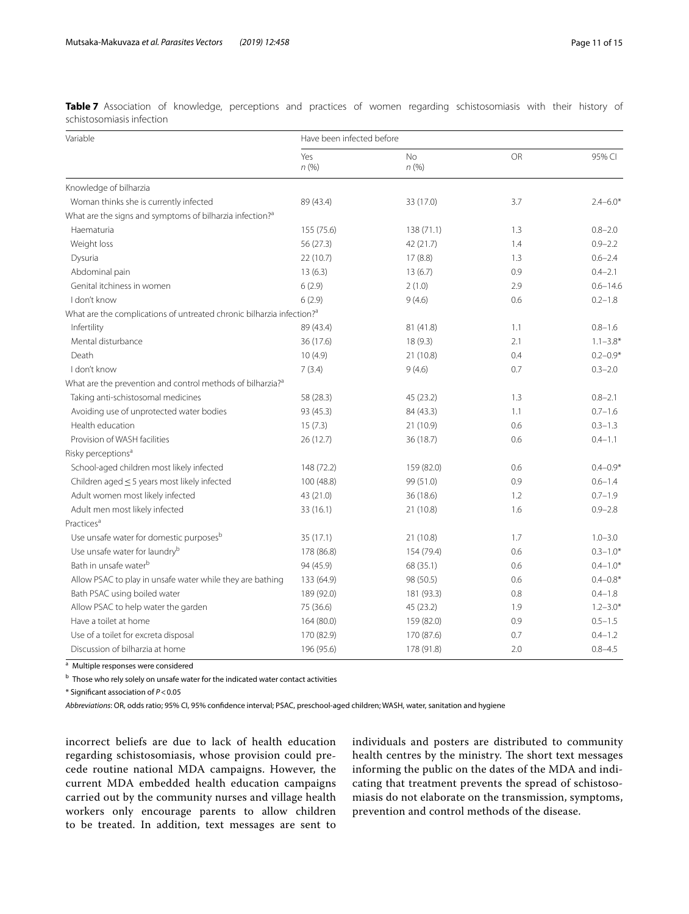**Table 7** Association of knowledge, perceptions and practices of women regarding schistosomiasis with their history of schistosomiasis infection

| Variable | Have been infected before | | | |
|---|---|---|---|---|
| | Yes<br>*n* (%) | No<br>*n* (%) | OR | 95% CI |
| Knowledge of bilharzia | | | | |
| Woman thinks she is currently infected | 89 (43.4) | 33 (17.0) | 3.7 | 2.4–6.0* |
| What are the signs and symptoms of bilharzia infection?[a] | | | | |
| Haematuria | 155 (75.6) | 138 (71.1) | 1.3 | 0.8–2.0 |
| Weight loss | 56 (27.3) | 42 (21.7) | 1.4 | 0.9–2.2 |
| Dysuria | 22 (10.7) | 17 (8.8) | 1.3 | 0.6–2.4 |
| Abdominal pain | 13 (6.3) | 13 (6.7) | 0.9 | 0.4–2.1 |
| Genital itchiness in women | 6 (2.9) | 2 (1.0) | 2.9 | 0.6–14.6 |
| I don't know | 6 (2.9) | 9 (4.6) | 0.6 | 0.2–1.8 |
| What are the complications of untreated chronic bilharzia infection?[a] | | | | |
| Infertility | 89 (43.4) | 81 (41.8) | 1.1 | 0.8–1.6 |
| Mental disturbance | 36 (17.6) | 18 (9.3) | 2.1 | 1.1–3.8* |
| Death | 10 (4.9) | 21 (10.8) | 0.4 | 0.2–0.9* |
| I don't know | 7 (3.4) | 9 (4.6) | 0.7 | 0.3–2.0 |
| What are the prevention and control methods of bilharzia?[a] | | | | |
| Taking anti-schistosomal medicines | 58 (28.3) | 45 (23.2) | 1.3 | 0.8–2.1 |
| Avoiding use of unprotected water bodies | 93 (45.3) | 84 (43.3) | 1.1 | 0.7–1.6 |
| Health education | 15 (7.3) | 21 (10.9) | 0.6 | 0.3–1.3 |
| Provision of WASH facilities | 26 (12.7) | 36 (18.7) | 0.6 | 0.4–1.1 |
| Risky perceptions[a] | | | | |
| School-aged children most likely infected | 148 (72.2) | 159 (82.0) | 0.6 | 0.4–0.9* |
| Children aged ≤ 5 years most likely infected | 100 (48.8) | 99 (51.0) | 0.9 | 0.6–1.4 |
| Adult women most likely infected | 43 (21.0) | 36 (18.6) | 1.2 | 0.7–1.9 |
| Adult men most likely infected | 33 (16.1) | 21 (10.8) | 1.6 | 0.9–2.8 |
| Practices[a] | | | | |
| Use unsafe water for domestic purposes[b] | 35 (17.1) | 21 (10.8) | 1.7 | 1.0–3.0 |
| Use unsafe water for laundry[b] | 178 (86.8) | 154 (79.4) | 0.6 | 0.3–1.0* |
| Bath in unsafe water[b] | 94 (45.9) | 68 (35.1) | 0.6 | 0.4–1.0* |
| Allow PSAC to play in unsafe water while they are bathing | 133 (64.9) | 98 (50.5) | 0.6 | 0.4–0.8* |
| Bath PSAC using boiled water | 189 (92.0) | 181 (93.3) | 0.8 | 0.4–1.8 |
| Allow PSAC to help water the garden | 75 (36.6) | 45 (23.2) | 1.9 | 1.2–3.0* |
| Have a toilet at home | 164 (80.0) | 159 (82.0) | 0.9 | 0.5–1.5 |
| Use of a toilet for excreta disposal | 170 (82.9) | 170 (87.6) | 0.7 | 0.4–1.2 |
| Discussion of bilharzia at home | 196 (95.6) | 178 (91.8) | 2.0 | 0.8–4.5 |

[a] Multiple responses were considered

[b] Those who rely solely on unsafe water for the indicated water contact activities

* Significant association of $P < 0.05$

*Abbreviations*: OR, odds ratio; 95% CI, 95% confidence interval; PSAC, preschool-aged children; WASH, water, sanitation and hygiene

incorrect beliefs are due to lack of health education regarding schistosomiasis, whose provision could precede routine national MDA campaigns. However, the current MDA embedded health education campaigns carried out by the community nurses and village health workers only encourage parents to allow children to be treated. In addition, text messages are sent to individuals and posters are distributed to community health centres by the ministry. The short text messages informing the public on the dates of the MDA and indicating that treatment prevents the spread of schistosomiasis do not elaborate on the transmission, symptoms, prevention and control methods of the disease.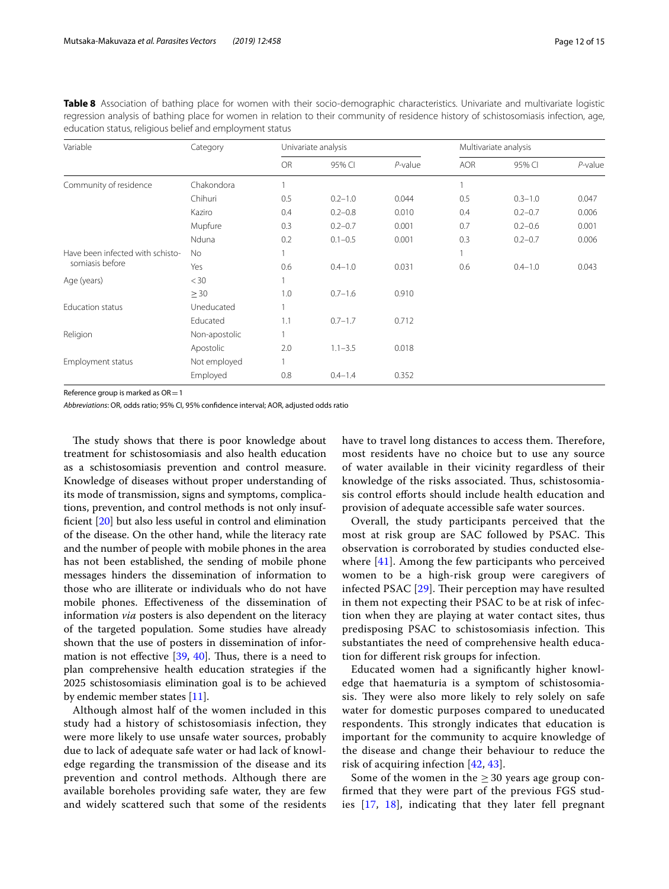**Table 8** Association of bathing place for women with their socio-demographic characteristics. Univariate and multivariate logistic regression analysis of bathing place for women in relation to their community of residence history of schistosomiasis infection, age, education status, religious belief and employment status

| Variable | Category | Univariate analysis | | | Multivariate analysis | | |
|---|---|---|---|---|---|---|---|
| | | OR | 95% CI | *P*-value | AOR | 95% CI | *P*-value |
| Community of residence | Chakondora | 1 | | | 1 | | |
| | Chihuri | 0.5 | 0.2–1.0 | 0.044 | 0.5 | 0.3–1.0 | 0.047 |
| | Kaziro | 0.4 | 0.2–0.8 | 0.010 | 0.4 | 0.2–0.7 | 0.006 |
| | Mupfure | 0.3 | 0.2–0.7 | 0.001 | 0.7 | 0.2–0.6 | 0.001 |
| | Nduna | 0.2 | 0.1–0.5 | 0.001 | 0.3 | 0.2–0.7 | 0.006 |
| Have been infected with schistosomiasis before | No | 1 | | | 1 | | |
| | Yes | 0.6 | 0.4–1.0 | 0.031 | 0.6 | 0.4–1.0 | 0.043 |
| Age (years) | < 30 | 1 | | | | | |
| | ≥ 30 | 1.0 | 0.7–1.6 | 0.910 | | | |
| Education status | Uneducated | 1 | | | | | |
| | Educated | 1.1 | 0.7–1.7 | 0.712 | | | |
| Religion | Non-apostolic | 1 | | | | | |
| | Apostolic | 2.0 | 1.1–3.5 | 0.018 | | | |
| Employment status | Not employed | 1 | | | | | |
| | Employed | 0.8 | 0.4–1.4 | 0.352 | | | |

Reference group is marked as OR = 1

*Abbreviations*: OR, odds ratio; 95% CI, 95% confidence interval; AOR, adjusted odds ratio

The study shows that there is poor knowledge about treatment for schistosomiasis and also health education as a schistosomiasis prevention and control measure. Knowledge of diseases without proper understanding of its mode of transmission, signs and symptoms, complications, prevention, and control methods is not only insufficient [20] but also less useful in control and elimination of the disease. On the other hand, while the literacy rate and the number of people with mobile phones in the area has not been established, the sending of mobile phone messages hinders the dissemination of information to those who are illiterate or individuals who do not have mobile phones. Effectiveness of the dissemination of information *via* posters is also dependent on the literacy of the targeted population. Some studies have already shown that the use of posters in dissemination of information is not effective [39, 40]. Thus, there is a need to plan comprehensive health education strategies if the 2025 schistosomiasis elimination goal is to be achieved by endemic member states [11].

Although almost half of the women included in this study had a history of schistosomiasis infection, they were more likely to use unsafe water sources, probably due to lack of adequate safe water or had lack of knowledge regarding the transmission of the disease and its prevention and control methods. Although there are available boreholes providing safe water, they are few and widely scattered such that some of the residents have to travel long distances to access them. Therefore, most residents have no choice but to use any source of water available in their vicinity regardless of their knowledge of the risks associated. Thus, schistosomiasis control efforts should include health education and provision of adequate accessible safe water sources.

Overall, the study participants perceived that the most at risk group are SAC followed by PSAC. This observation is corroborated by studies conducted elsewhere [41]. Among the few participants who perceived women to be a high-risk group were caregivers of infected PSAC [29]. Their perception may have resulted in them not expecting their PSAC to be at risk of infection when they are playing at water contact sites, thus predisposing PSAC to schistosomiasis infection. This substantiates the need of comprehensive health education for different risk groups for infection.

Educated women had a significantly higher knowledge that haematuria is a symptom of schistosomiasis. They were also more likely to rely solely on safe water for domestic purposes compared to uneducated respondents. This strongly indicates that education is important for the community to acquire knowledge of the disease and change their behaviour to reduce the risk of acquiring infection [42, 43].

Some of the women in the ≥ 30 years age group confirmed that they were part of the previous FGS studies [17, 18], indicating that they later fell pregnant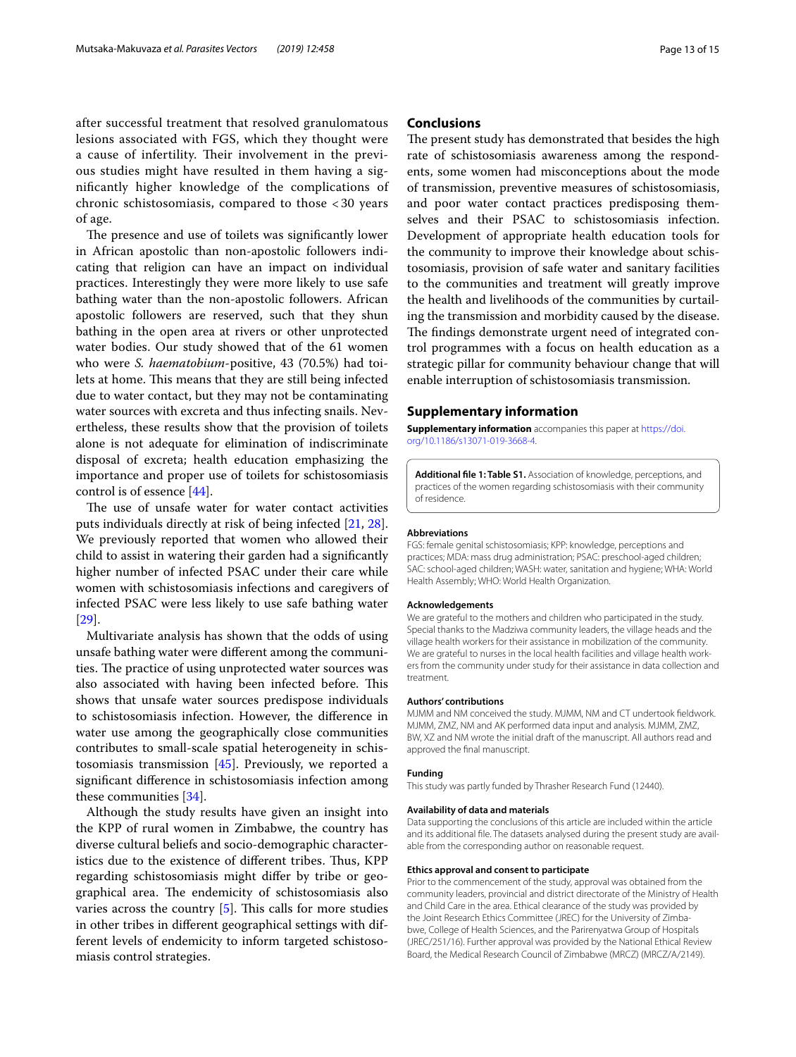after successful treatment that resolved granulomatous lesions associated with FGS, which they thought were a cause of infertility. Their involvement in the previous studies might have resulted in them having a significantly higher knowledge of the complications of chronic schistosomiasis, compared to those < 30 years of age.

The presence and use of toilets was significantly lower in African apostolic than non-apostolic followers indicating that religion can have an impact on individual practices. Interestingly they were more likely to use safe bathing water than the non-apostolic followers. African apostolic followers are reserved, such that they shun bathing in the open area at rivers or other unprotected water bodies. Our study showed that of the 61 women who were *S. haematobium*-positive, 43 (70.5%) had toilets at home. This means that they are still being infected due to water contact, but they may not be contaminating water sources with excreta and thus infecting snails. Nevertheless, these results show that the provision of toilets alone is not adequate for elimination of indiscriminate disposal of excreta; health education emphasizing the importance and proper use of toilets for schistosomiasis control is of essence [44].

The use of unsafe water for water contact activities puts individuals directly at risk of being infected [21, 28]. We previously reported that women who allowed their child to assist in watering their garden had a significantly higher number of infected PSAC under their care while women with schistosomiasis infections and caregivers of infected PSAC were less likely to use safe bathing water [29].

Multivariate analysis has shown that the odds of using unsafe bathing water were different among the communities. The practice of using unprotected water sources was also associated with having been infected before. This shows that unsafe water sources predispose individuals to schistosomiasis infection. However, the difference in water use among the geographically close communities contributes to small-scale spatial heterogeneity in schistosomiasis transmission [45]. Previously, we reported a significant difference in schistosomiasis infection among these communities [34].

Although the study results have given an insight into the KPP of rural women in Zimbabwe, the country has diverse cultural beliefs and socio-demographic characteristics due to the existence of different tribes. Thus, KPP regarding schistosomiasis might differ by tribe or geographical area. The endemicity of schistosomiasis also varies across the country [5]. This calls for more studies in other tribes in different geographical settings with different levels of endemicity to inform targeted schistosomiasis control strategies.

## Conclusions

The present study has demonstrated that besides the high rate of schistosomiasis awareness among the respondents, some women had misconceptions about the mode of transmission, preventive measures of schistosomiasis, and poor water contact practices predisposing themselves and their PSAC to schistosomiasis infection. Development of appropriate health education tools for the community to improve their knowledge about schistosomiasis, provision of safe water and sanitary facilities to the communities and treatment will greatly improve the health and livelihoods of the communities by curtailing the transmission and morbidity caused by the disease. The findings demonstrate urgent need of integrated control programmes with a focus on health education as a strategic pillar for community behaviour change that will enable interruption of schistosomiasis transmission.

## Supplementary information

**Supplementary information** accompanies this paper at https://doi.org/10.1186/s13071-019-3668-4.

**Additional file 1: Table S1.** Association of knowledge, perceptions, and practices of the women regarding schistosomiasis with their community of residence.

#### Abbreviations

FGS: female genital schistosomiasis; KPP: knowledge, perceptions and practices; MDA: mass drug administration; PSAC: preschool-aged children; SAC: school-aged children; WASH: water, sanitation and hygiene; WHA: World Health Assembly; WHO: World Health Organization.

#### Acknowledgements

We are grateful to the mothers and children who participated in the study. Special thanks to the Madziwa community leaders, the village heads and the village health workers for their assistance in mobilization of the community. We are grateful to nurses in the local health facilities and village health workers from the community under study for their assistance in data collection and treatment.

#### Authors' contributions

MJMM and NM conceived the study. MJMM, NM and CT undertook fieldwork. MJMM, ZMZ, NM and AK performed data input and analysis. MJMM, ZMZ, BW, XZ and NM wrote the initial draft of the manuscript. All authors read and approved the final manuscript.

#### Funding

This study was partly funded by Thrasher Research Fund (12440).

#### Availability of data and materials

Data supporting the conclusions of this article are included within the article and its additional file. The datasets analysed during the present study are available from the corresponding author on reasonable request.

#### Ethics approval and consent to participate

Prior to the commencement of the study, approval was obtained from the community leaders, provincial and district directorate of the Ministry of Health and Child Care in the area. Ethical clearance of the study was provided by the Joint Research Ethics Committee (JREC) for the University of Zimbabwe, College of Health Sciences, and the Parirenyatwa Group of Hospitals (JREC/251/16). Further approval was provided by the National Ethical Review Board, the Medical Research Council of Zimbabwe (MRCZ) (MRCZ/A/2149).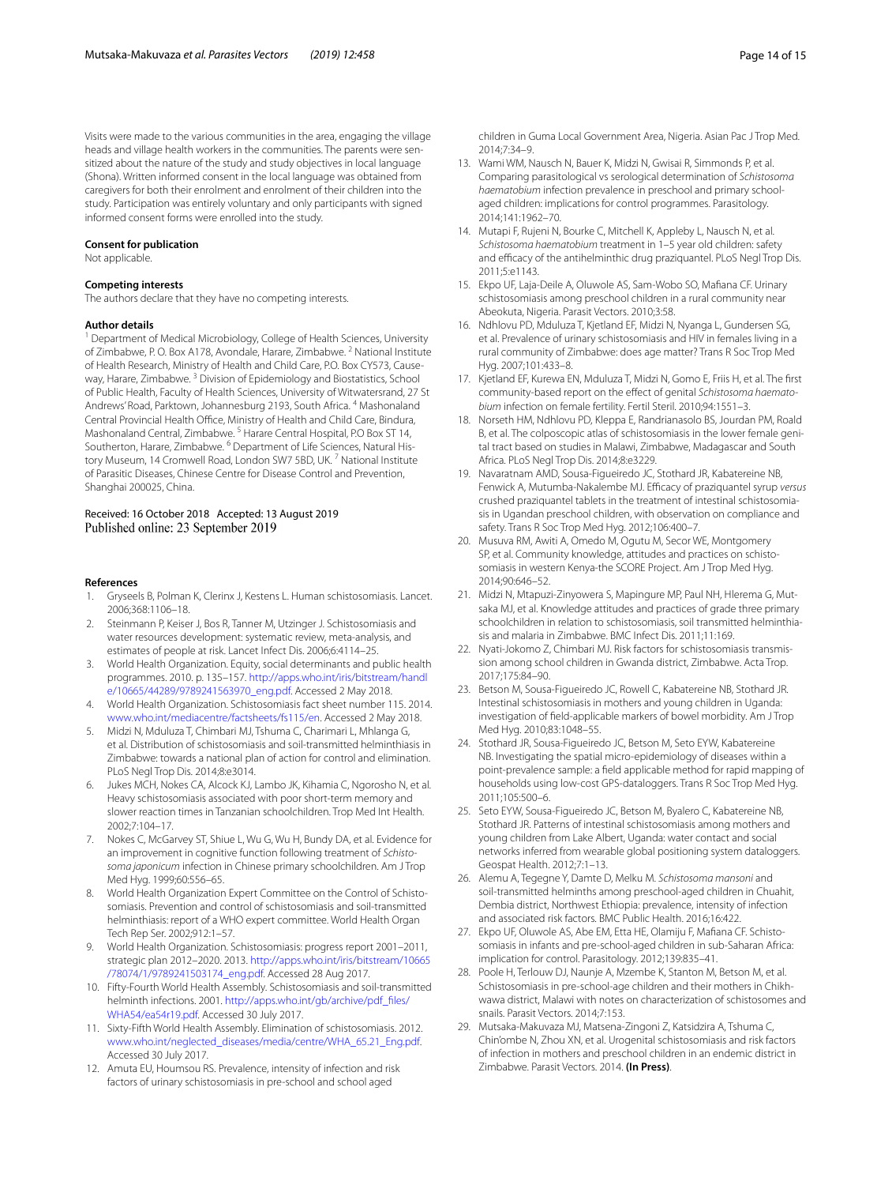Visits were made to the various communities in the area, engaging the village heads and village health workers in the communities. The parents were sensitized about the nature of the study and study objectives in local language (Shona). Written informed consent in the local language was obtained from caregivers for both their enrolment and enrolment of their children into the study. Participation was entirely voluntary and only participants with signed informed consent forms were enrolled into the study.

**Consent for publication**

Not applicable.

**Competing interests**

The authors declare that they have no competing interests.

**Author details**

[1] Department of Medical Microbiology, College of Health Sciences, University of Zimbabwe, P. O. Box A178, Avondale, Harare, Zimbabwe. [2] National Institute of Health Research, Ministry of Health and Child Care, P.O. Box CY573, Causeway, Harare, Zimbabwe. [3] Division of Epidemiology and Biostatistics, School of Public Health, Faculty of Health Sciences, University of Witwatersrand, 27 St Andrews' Road, Parktown, Johannesburg 2193, South Africa. [4] Mashonaland Central Provincial Health Office, Ministry of Health and Child Care, Bindura, Mashonaland Central, Zimbabwe. [5] Harare Central Hospital, P.O Box ST 14, Southerton, Harare, Zimbabwe. [6] Department of Life Sciences, Natural History Museum, 14 Cromwell Road, London SW7 5BD, UK. [7] National Institute of Parasitic Diseases, Chinese Centre for Disease Control and Prevention, Shanghai 200025, China.

Received: 16 October 2018 Accepted: 13 August 2019
Published online: 23 September 2019

## References

1. Gryseels B, Polman K, Clerinx J, Kestens L. Human schistosomiasis. Lancet. 2006;368:1106–18.
2. Steinmann P, Keiser J, Bos R, Tanner M, Utzinger J. Schistosomiasis and water resources development: systematic review, meta-analysis, and estimates of people at risk. Lancet Infect Dis. 2006;6:4114–25.
3. World Health Organization. Equity, social determinants and public health programmes. 2010. p. 135–157. http://apps.who.int/iris/bitstream/handle/10665/44289/9789241563970_eng.pdf. Accessed 2 May 2018.
4. World Health Organization. Schistosomiasis fact sheet number 115. 2014. www.who.int/mediacentre/factsheets/fs115/en. Accessed 2 May 2018.
5. Midzi N, Mduluza T, Chimbari MJ, Tshuma C, Charimari L, Mhlanga G, et al. Distribution of schistosomiasis and soil-transmitted helminthiasis in Zimbabwe: towards a national plan of action for control and elimination. PLoS Negl Trop Dis. 2014;8:e3014.
6. Jukes MCH, Nokes CA, Alcock KJ, Lambo JK, Kihamia C, Ngorosho N, et al. Heavy schistosomiasis associated with poor short-term memory and slower reaction times in Tanzanian schoolchildren. Trop Med Int Health. 2002;7:104–17.
7. Nokes C, McGarvey ST, Shiue L, Wu G, Wu H, Bundy DA, et al. Evidence for an improvement in cognitive function following treatment of *Schistosoma japonicum* infection in Chinese primary schoolchildren. Am J Trop Med Hyg. 1999;60:556–65.
8. World Health Organization Expert Committee on the Control of Schistosomiasis. Prevention and control of schistosomiasis and soil-transmitted helminthiasis: report of a WHO expert committee. World Health Organ Tech Rep Ser. 2002;912:1–57.
9. World Health Organization. Schistosomiasis: progress report 2001–2011, strategic plan 2012–2020. 2013. http://apps.who.int/iris/bitstream/10665/78074/1/9789241503174_eng.pdf. Accessed 28 Aug 2017.
10. Fifty-Fourth World Health Assembly. Schistosomiasis and soil-transmitted helminth infections. 2001. http://apps.who.int/gb/archive/pdf_files/WHA54/ea54r19.pdf. Accessed 30 July 2017.
11. Sixty-Fifth World Health Assembly. Elimination of schistosomiasis. 2012. www.who.int/neglected_diseases/media/centre/WHA_65.21_Eng.pdf. Accessed 30 July 2017.
12. Amuta EU, Houmsou RS. Prevalence, intensity of infection and risk factors of urinary schistosomiasis in pre-school and school aged children in Guma Local Government Area, Nigeria. Asian Pac J Trop Med. 2014;7:34–9.
13. Wami WM, Nausch N, Bauer K, Midzi N, Gwisai R, Simmonds P, et al. Comparing parasitological vs serological determination of *Schistosoma haematobium* infection prevalence in preschool and primary school-aged children: implications for control programmes. Parasitology. 2014;141:1962–70.
14. Mutapi F, Rujeni N, Bourke C, Mitchell K, Appleby L, Nausch N, et al. *Schistosoma haematobium* treatment in 1–5 year old children: safety and efficacy of the antihelminthic drug praziquantel. PLoS Negl Trop Dis. 2011;5:e1143.
15. Ekpo UF, Laja-Deile A, Oluwole AS, Sam-Wobo SO, Mafiana CF. Urinary schistosomiasis among preschool children in a rural community near Abeokuta, Nigeria. Parasit Vectors. 2010;3:58.
16. Ndhlovu PD, Mduluza T, Kjetland EF, Midzi N, Nyanga L, Gundersen SG, et al. Prevalence of urinary schistosomiasis and HIV in females living in a rural community of Zimbabwe: does age matter? Trans R Soc Trop Med Hyg. 2007;101:433–8.
17. Kjetland EF, Kurewa EN, Mduluza T, Midzi N, Gomo E, Friis H, et al. The first community-based report on the effect of genital *Schistosoma haematobium* infection on female fertility. Fertil Steril. 2010;94:1551–3.
18. Norseth HM, Ndhlovu PD, Kleppa E, Randrianasolo BS, Jourdan PM, Roald B, et al. The colposcopic atlas of schistosomiasis in the lower female genital tract based on studies in Malawi, Zimbabwe, Madagascar and South Africa. PLoS Negl Trop Dis. 2014;8:e3229.
19. Navaratnam AMD, Sousa-Figueiredo JC, Stothard JR, Kabatereine NB, Fenwick A, Mutumba-Nakalembe MJ. Efficacy of praziquantel syrup *versus* crushed praziquantel tablets in the treatment of intestinal schistosomiasis in Ugandan preschool children, with observation on compliance and safety. Trans R Soc Trop Med Hyg. 2012;106:400–7.
20. Musuva RM, Awiti A, Omedo M, Ogutu M, Secor WE, Montgomery SP, et al. Community knowledge, attitudes and practices on schistosomiasis in western Kenya-the SCORE Project. Am J Trop Med Hyg. 2014;90:646–52.
21. Midzi N, Mtapuzi-Zinyowera S, Mapingure MP, Paul NH, Hlerema G, Mutsaka MJ, et al. Knowledge attitudes and practices of grade three primary schoolchildren in relation to schistosomiasis, soil transmitted helminthiasis and malaria in Zimbabwe. BMC Infect Dis. 2011;11:169.
22. Nyati-Jokomo Z, Chimbari MJ. Risk factors for schistosomiasis transmission among school children in Gwanda district, Zimbabwe. Acta Trop. 2017;175:84–90.
23. Betson M, Sousa-Figueiredo JC, Rowell C, Kabatereine NB, Stothard JR. Intestinal schistosomiasis in mothers and young children in Uganda: investigation of field-applicable markers of bowel morbidity. Am J Trop Med Hyg. 2010;83:1048–55.
24. Stothard JR, Sousa-Figueiredo JC, Betson M, Seto EYW, Kabatereine NB. Investigating the spatial micro-epidemiology of diseases within a point-prevalence sample: a field applicable method for rapid mapping of households using low-cost GPS-dataloggers. Trans R Soc Trop Med Hyg. 2011;105:500–6.
25. Seto EYW, Sousa-Figueiredo JC, Betson M, Byalero C, Kabatereine NB, Stothard JR. Patterns of intestinal schistosomiasis among mothers and young children from Lake Albert, Uganda: water contact and social networks inferred from wearable global positioning system dataloggers. Geospat Health. 2012;7:1–13.
26. Alemu A, Tegegne Y, Damte D, Melku M. *Schistosoma mansoni* and soil-transmitted helminths among preschool-aged children in Chuahit, Dembia district, Northwest Ethiopia: prevalence, intensity of infection and associated risk factors. BMC Public Health. 2016;16:422.
27. Ekpo UF, Oluwole AS, Abe EM, Etta HE, Olamiju F, Mafiana CF. Schistosomiasis in infants and pre-school-aged children in sub-Saharan Africa: implication for control. Parasitology. 2012;139:835–41.
28. Poole H, Terlouw DJ, Naunje A, Mzembe K, Stanton M, Betson M, et al. Schistosomiasis in pre-school-age children and their mothers in Chikhwawa district, Malawi with notes on characterization of schistosomes and snails. Parasit Vectors. 2014;7:153.
29. Mutsaka-Makuvaza MJ, Matsena-Zingoni Z, Katsidzira A, Tshuma C, Chin'ombe N, Zhou XN, et al. Urogenital schistosomiasis and risk factors of infection in mothers and preschool children in an endemic district in Zimbabwe. Parasit Vectors. 2014. **(In Press)**.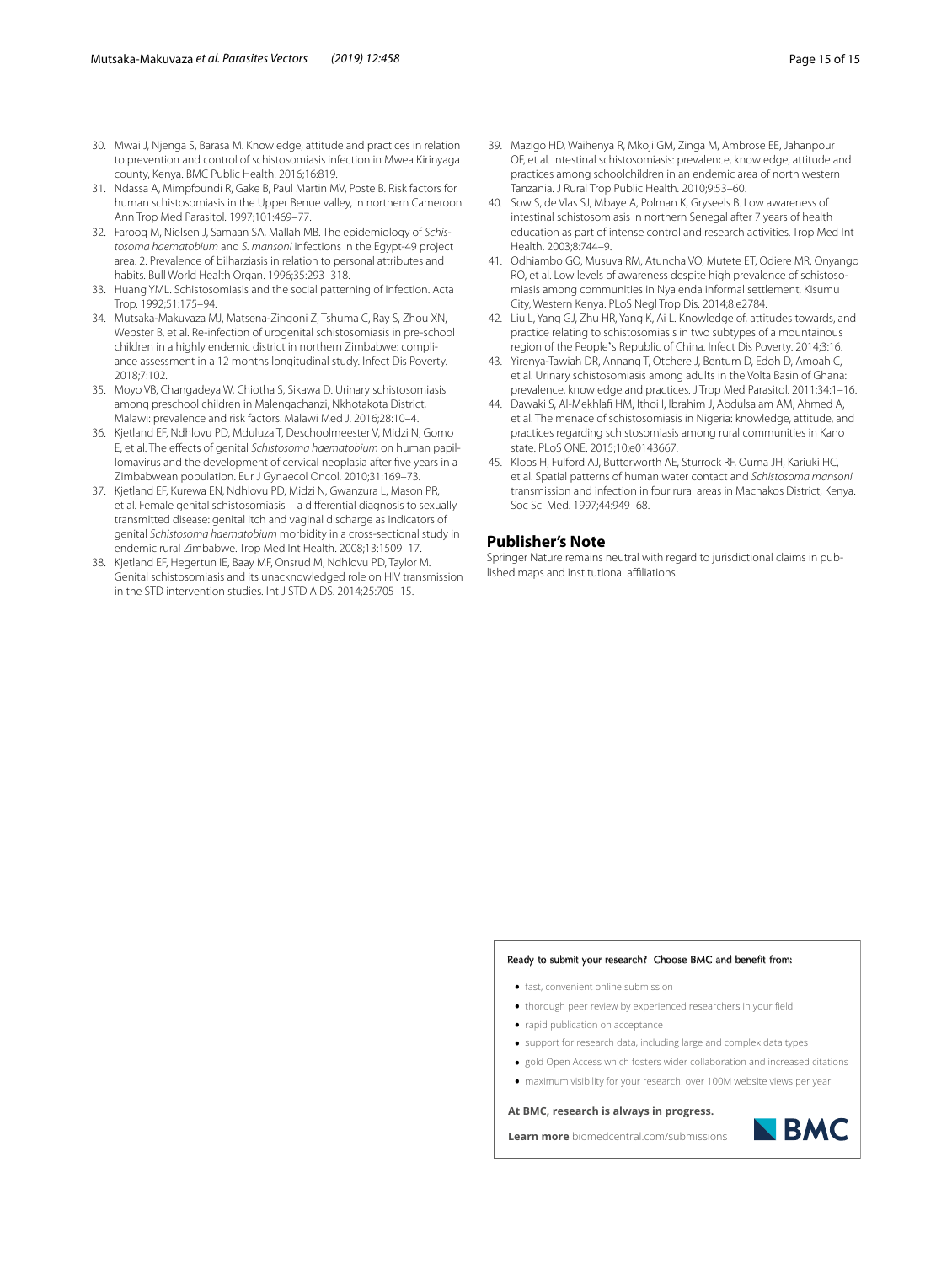30. Mwai J, Njenga S, Barasa M. Knowledge, attitude and practices in relation to prevention and control of schistosomiasis infection in Mwea Kirinyaga county, Kenya. BMC Public Health. 2016;16:819.
31. Ndassa A, Mimpfoundi R, Gake B, Paul Martin MV, Poste B. Risk factors for human schistosomiasis in the Upper Benue valley, in northern Cameroon. Ann Trop Med Parasitol. 1997;101:469–77.
32. Farooq M, Nielsen J, Samaan SA, Mallah MB. The epidemiology of *Schistosoma haematobium* and *S. mansoni* infections in the Egypt-49 project area. 2. Prevalence of bilharziasis in relation to personal attributes and habits. Bull World Health Organ. 1996;35:293–318.
33. Huang YML. Schistosomiasis and the social patterning of infection. Acta Trop. 1992;51:175–94.
34. Mutsaka-Makuvaza MJ, Matsena-Zingoni Z, Tshuma C, Ray S, Zhou XN, Webster B, et al. Re-infection of urogenital schistosomiasis in pre-school children in a highly endemic district in northern Zimbabwe: compliance assessment in a 12 months longitudinal study. Infect Dis Poverty. 2018;7:102.
35. Moyo VB, Changadeya W, Chiotha S, Sikawa D. Urinary schistosomiasis among preschool children in Malengachanzi, Nkhotakota District, Malawi: prevalence and risk factors. Malawi Med J. 2016;28:10–4.
36. Kjetland EF, Ndhlovu PD, Mduluza T, Deschoolmeester V, Midzi N, Gomo E, et al. The effects of genital *Schistosoma haematobium* on human papillomavirus and the development of cervical neoplasia after five years in a Zimbabwean population. Eur J Gynaecol Oncol. 2010;31:169–73.
37. Kjetland EF, Kurewa EN, Ndhlovu PD, Midzi N, Gwanzura L, Mason PR, et al. Female genital schistosomiasis—a differential diagnosis to sexually transmitted disease: genital itch and vaginal discharge as indicators of genital *Schistosoma haematobium* morbidity in a cross-sectional study in endemic rural Zimbabwe. Trop Med Int Health. 2008;13:1509–17.
38. Kjetland EF, Hegertun IE, Baay MF, Onsrud M, Ndhlovu PD, Taylor M. Genital schistosomiasis and its unacknowledged role on HIV transmission in the STD intervention studies. Int J STD AIDS. 2014;25:705–15.
39. Mazigo HD, Waihenya R, Mkoji GM, Zinga M, Ambrose EE, Jahanpour OF, et al. Intestinal schistosomiasis: prevalence, knowledge, attitude and practices among schoolchildren in an endemic area of north western Tanzania. J Rural Trop Public Health. 2010;9:53–60.
40. Sow S, de Vlas SJ, Mbaye A, Polman K, Gryseels B. Low awareness of intestinal schistosomiasis in northern Senegal after 7 years of health education as part of intense control and research activities. Trop Med Int Health. 2003;8:744–9.
41. Odhiambo GO, Musuva RM, Atuncha VO, Mutete ET, Odiere MR, Onyango RO, et al. Low levels of awareness despite high prevalence of schistosomiasis among communities in Nyalenda informal settlement, Kisumu City, Western Kenya. PLoS Negl Trop Dis. 2014;8:e2784.
42. Liu L, Yang GJ, Zhu HR, Yang K, Ai L. Knowledge of, attitudes towards, and practice relating to schistosomiasis in two subtypes of a mountainous region of the People's Republic of China. Infect Dis Poverty. 2014;3:16.
43. Yirenya-Tawiah DR, Annang T, Otchere J, Bentum D, Edoh D, Amoah C, et al. Urinary schistosomiasis among adults in the Volta Basin of Ghana: prevalence, knowledge and practices. J Trop Med Parasitol. 2011;34:1–16.
44. Dawaki S, Al-Mekhlafi HM, Ithoi I, Ibrahim J, Abdulsalam AM, Ahmed A, et al. The menace of schistosomiasis in Nigeria: knowledge, attitude, and practices regarding schistosomiasis among rural communities in Kano state. PLoS ONE. 2015;10:e0143667.
45. Kloos H, Fulford AJ, Butterworth AE, Sturrock RF, Ouma JH, Kariuki HC, et al. Spatial patterns of human water contact and *Schistosoma mansoni* transmission and infection in four rural areas in Machakos District, Kenya. Soc Sci Med. 1997;44:949–68.

## Publisher's Note

Springer Nature remains neutral with regard to jurisdictional claims in published maps and institutional affiliations.

Ready to submit your research? Choose BMC and benefit from:

- fast, convenient online submission
- thorough peer review by experienced researchers in your field
- rapid publication on acceptance
- support for research data, including large and complex data types
- gold Open Access which fosters wider collaboration and increased citations
- maximum visibility for your research: over 100M website views per year

**At BMC, research is always in progress.**

**Learn more** biomedcentral.com/submissions

BMC